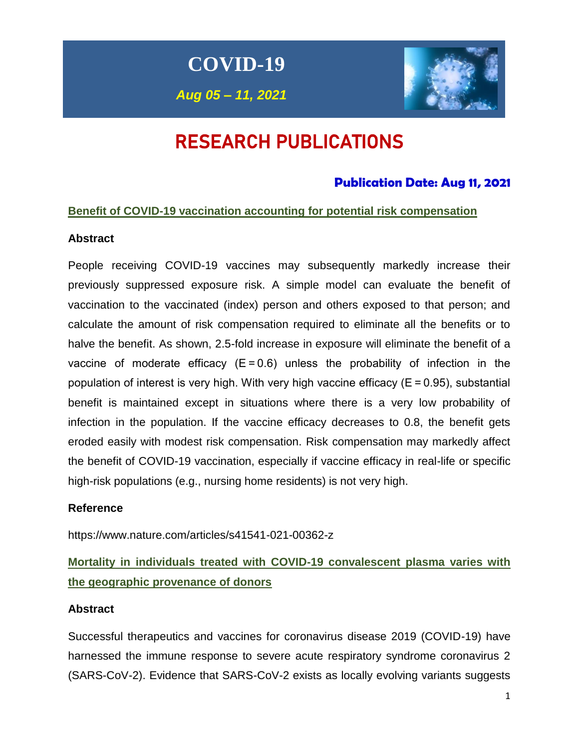# COVID-19

*Aug 05 – 11, 2021*

# RESEARCH PUBLICATIONS

### Publication Date: Aug 11, 2021

## Benefit of COVID-19 vaccination accounting for potential risk compensation

**Abstract**

People receiving COVID-19 vaccines may subsequently markedly increase their previously suppressed exposure risk. A simple model can evaluate the benefit of vaccination to the vaccinated (index) person and others exposed to that person; and calculate the amount of risk compensation required to eliminate all the benefits or to halve the benefit. As shown, 2.5-fold increase in exposure will eliminate the benefit of a vaccine of moderate efficacy ($E = 0.6$) unless the probability of infection in the population of interest is very high. With very high vaccine efficacy ($E = 0.95$), substantial benefit is maintained except in situations where there is a very low probability of infection in the population. If the vaccine efficacy decreases to 0.8, the benefit gets eroded easily with modest risk compensation. Risk compensation may markedly affect the benefit of COVID-19 vaccination, especially if vaccine efficacy in real-life or specific high-risk populations (e.g., nursing home residents) is not very high.

**Reference**

https://www.nature.com/articles/s41541-021-00362-z

## Mortality in individuals treated with COVID-19 convalescent plasma varies with the geographic provenance of donors

**Abstract**

Successful therapeutics and vaccines for coronavirus disease 2019 (COVID-19) have harnessed the immune response to severe acute respiratory syndrome coronavirus 2 (SARS-CoV-2). Evidence that SARS-CoV-2 exists as locally evolving variants suggests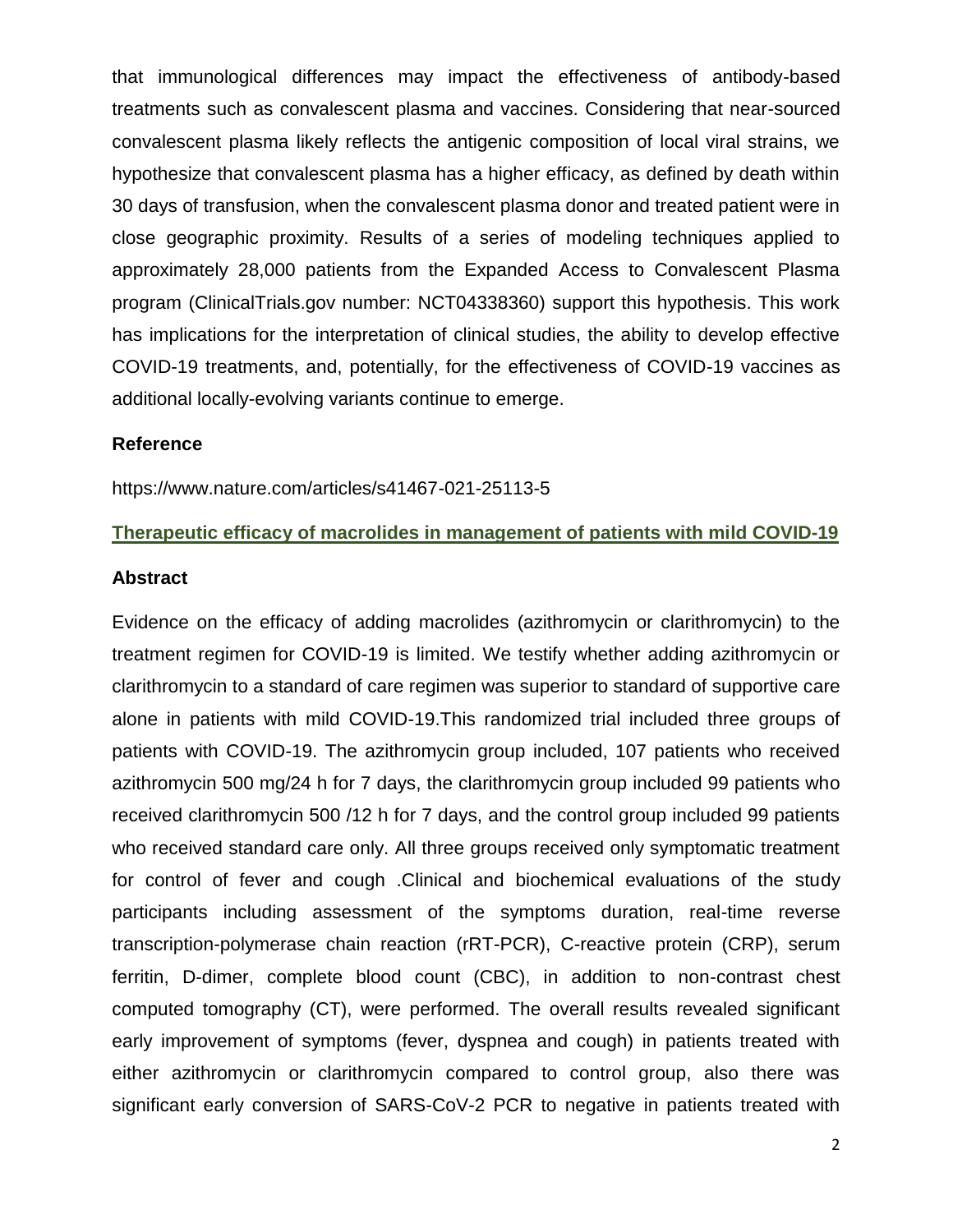that immunological differences may impact the effectiveness of antibody-based treatments such as convalescent plasma and vaccines. Considering that near-sourced convalescent plasma likely reflects the antigenic composition of local viral strains, we hypothesize that convalescent plasma has a higher efficacy, as defined by death within 30 days of transfusion, when the convalescent plasma donor and treated patient were in close geographic proximity. Results of a series of modeling techniques applied to approximately 28,000 patients from the Expanded Access to Convalescent Plasma program (ClinicalTrials.gov number: NCT04338360) support this hypothesis. This work has implications for the interpretation of clinical studies, the ability to develop effective COVID-19 treatments, and, potentially, for the effectiveness of COVID-19 vaccines as additional locally-evolving variants continue to emerge.

**Reference**

https://www.nature.com/articles/s41467-021-25113-5

## Therapeutic efficacy of macrolides in management of patients with mild COVID-19

**Abstract**

Evidence on the efficacy of adding macrolides (azithromycin or clarithromycin) to the treatment regimen for COVID-19 is limited. We testify whether adding azithromycin or clarithromycin to a standard of care regimen was superior to standard of supportive care alone in patients with mild COVID-19.This randomized trial included three groups of patients with COVID-19. The azithromycin group included, 107 patients who received azithromycin 500 mg/24 h for 7 days, the clarithromycin group included 99 patients who received clarithromycin 500 /12 h for 7 days, and the control group included 99 patients who received standard care only. All three groups received only symptomatic treatment for control of fever and cough .Clinical and biochemical evaluations of the study participants including assessment of the symptoms duration, real-time reverse transcription-polymerase chain reaction (rRT-PCR), C-reactive protein (CRP), serum ferritin, D-dimer, complete blood count (CBC), in addition to non-contrast chest computed tomography (CT), were performed. The overall results revealed significant early improvement of symptoms (fever, dyspnea and cough) in patients treated with either azithromycin or clarithromycin compared to control group, also there was significant early conversion of SARS-CoV-2 PCR to negative in patients treated with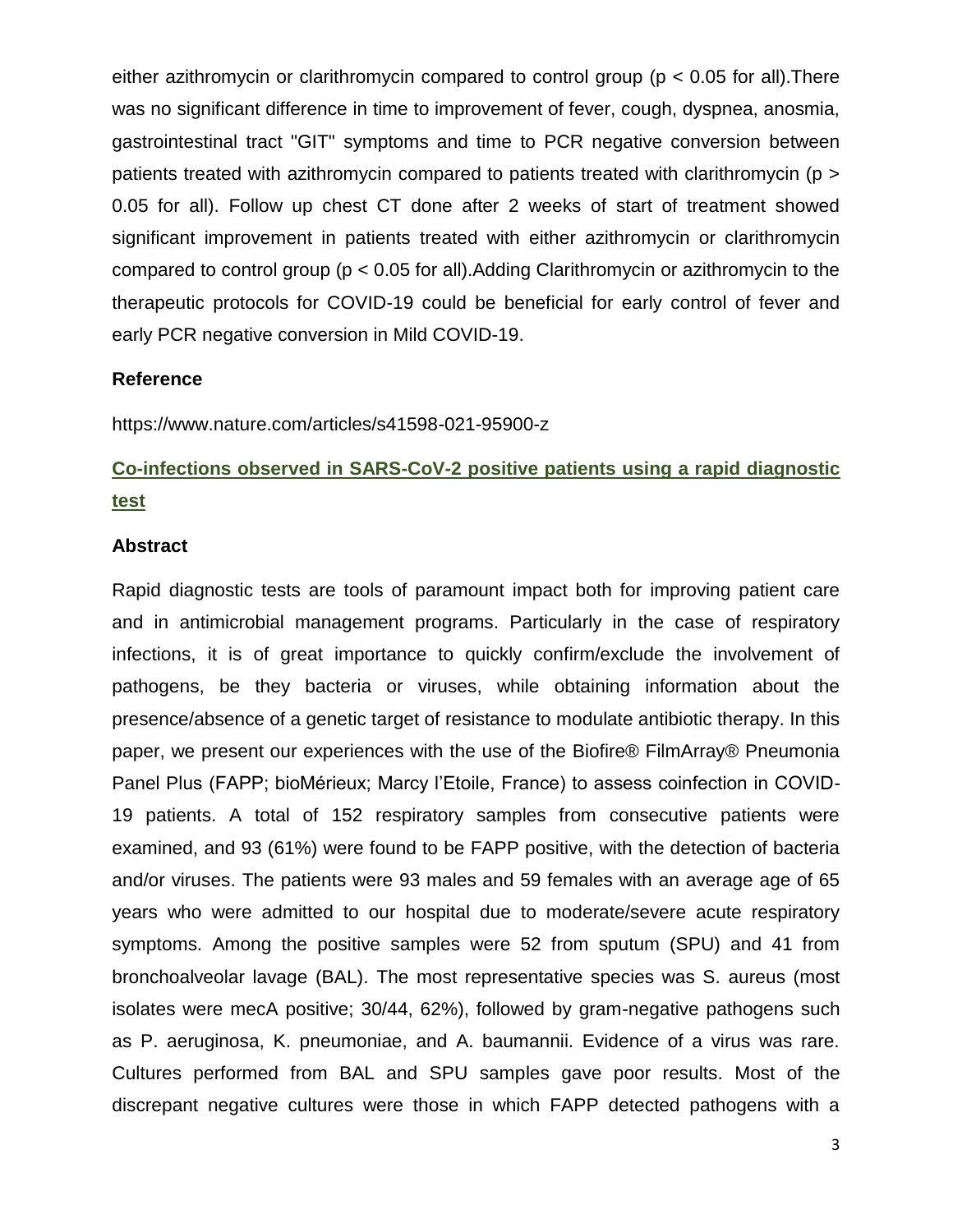either azithromycin or clarithromycin compared to control group ($p < 0.05$ for all).There was no significant difference in time to improvement of fever, cough, dyspnea, anosmia, gastrointestinal tract "GIT" symptoms and time to PCR negative conversion between patients treated with azithromycin compared to patients treated with clarithromycin ($p > 0.05$ for all). Follow up chest CT done after 2 weeks of start of treatment showed significant improvement in patients treated with either azithromycin or clarithromycin compared to control group ($p < 0.05$ for all).Adding Clarithromycin or azithromycin to the therapeutic protocols for COVID-19 could be beneficial for early control of fever and early PCR negative conversion in Mild COVID-19.

**Reference**

https://www.nature.com/articles/s41598-021-95900-z

## Co-infections observed in SARS-CoV-2 positive patients using a rapid diagnostic test

**Abstract**

Rapid diagnostic tests are tools of paramount impact both for improving patient care and in antimicrobial management programs. Particularly in the case of respiratory infections, it is of great importance to quickly confirm/exclude the involvement of pathogens, be they bacteria or viruses, while obtaining information about the presence/absence of a genetic target of resistance to modulate antibiotic therapy. In this paper, we present our experiences with the use of the Biofire® FilmArray® Pneumonia Panel Plus (FAPP; bioMérieux; Marcy l'Etoile, France) to assess coinfection in COVID-19 patients. A total of 152 respiratory samples from consecutive patients were examined, and 93 (61%) were found to be FAPP positive, with the detection of bacteria and/or viruses. The patients were 93 males and 59 females with an average age of 65 years who were admitted to our hospital due to moderate/severe acute respiratory symptoms. Among the positive samples were 52 from sputum (SPU) and 41 from bronchoalveolar lavage (BAL). The most representative species was S. aureus (most isolates were mecA positive; 30/44, 62%), followed by gram-negative pathogens such as P. aeruginosa, K. pneumoniae, and A. baumannii. Evidence of a virus was rare. Cultures performed from BAL and SPU samples gave poor results. Most of the discrepant negative cultures were those in which FAPP detected pathogens with a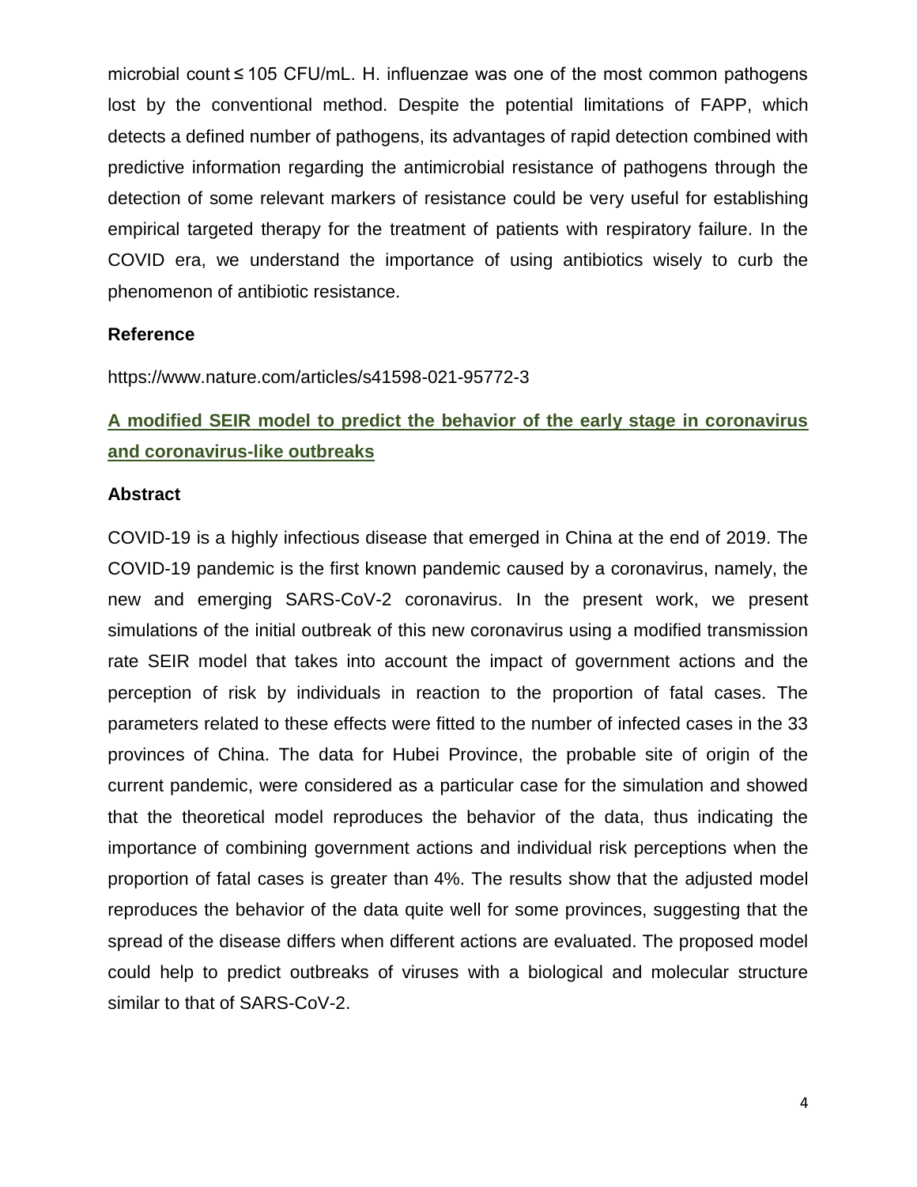microbial count ≤ 105 CFU/mL. H. influenzae was one of the most common pathogens lost by the conventional method. Despite the potential limitations of FAPP, which detects a defined number of pathogens, its advantages of rapid detection combined with predictive information regarding the antimicrobial resistance of pathogens through the detection of some relevant markers of resistance could be very useful for establishing empirical targeted therapy for the treatment of patients with respiratory failure. In the COVID era, we understand the importance of using antibiotics wisely to curb the phenomenon of antibiotic resistance.

**Reference**

https://www.nature.com/articles/s41598-021-95772-3

## A modified SEIR model to predict the behavior of the early stage in coronavirus and coronavirus-like outbreaks

**Abstract**

COVID-19 is a highly infectious disease that emerged in China at the end of 2019. The COVID-19 pandemic is the first known pandemic caused by a coronavirus, namely, the new and emerging SARS-CoV-2 coronavirus. In the present work, we present simulations of the initial outbreak of this new coronavirus using a modified transmission rate SEIR model that takes into account the impact of government actions and the perception of risk by individuals in reaction to the proportion of fatal cases. The parameters related to these effects were fitted to the number of infected cases in the 33 provinces of China. The data for Hubei Province, the probable site of origin of the current pandemic, were considered as a particular case for the simulation and showed that the theoretical model reproduces the behavior of the data, thus indicating the importance of combining government actions and individual risk perceptions when the proportion of fatal cases is greater than 4%. The results show that the adjusted model reproduces the behavior of the data quite well for some provinces, suggesting that the spread of the disease differs when different actions are evaluated. The proposed model could help to predict outbreaks of viruses with a biological and molecular structure similar to that of SARS-CoV-2.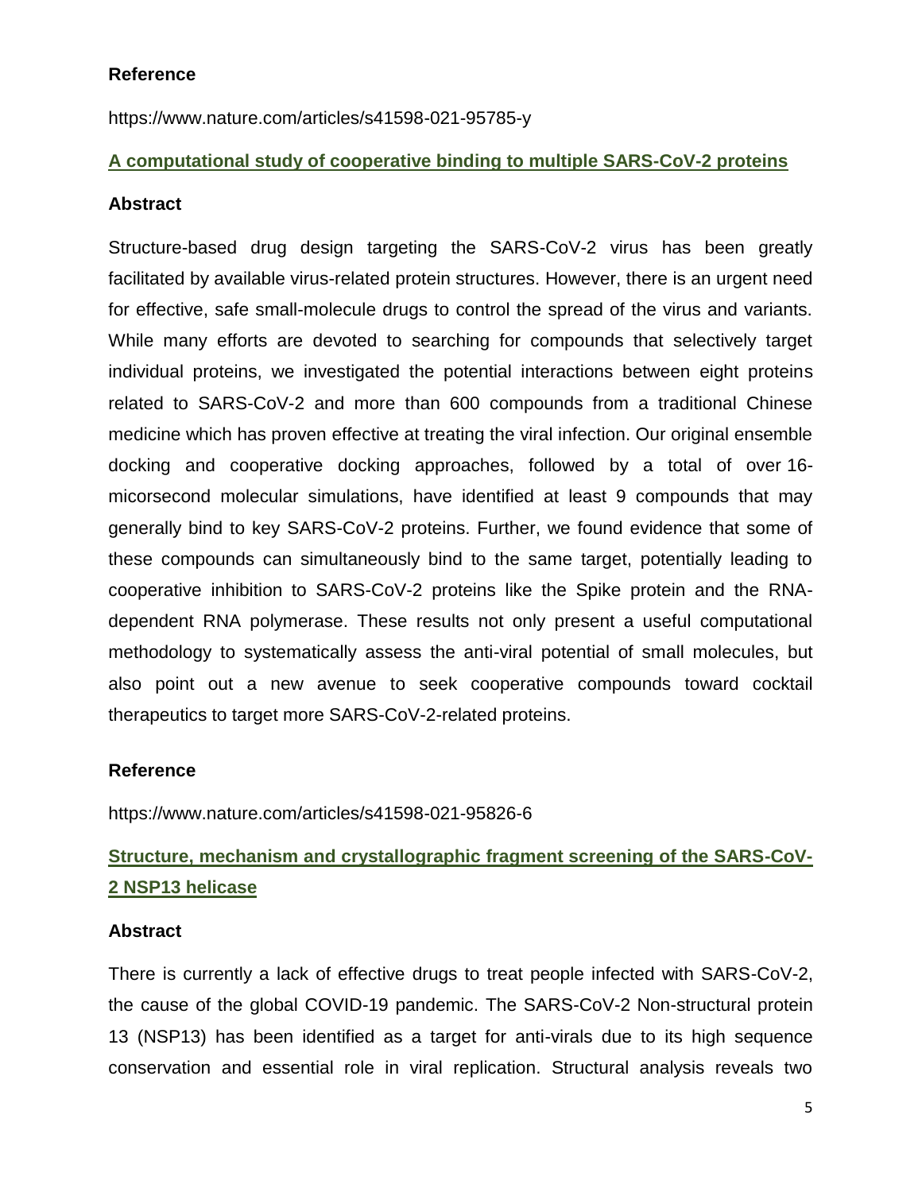### Reference

https://www.nature.com/articles/s41598-021-95785-y

### A computational study of cooperative binding to multiple SARS-CoV-2 proteins

### Abstract

Structure-based drug design targeting the SARS-CoV-2 virus has been greatly facilitated by available virus-related protein structures. However, there is an urgent need for effective, safe small-molecule drugs to control the spread of the virus and variants. While many efforts are devoted to searching for compounds that selectively target individual proteins, we investigated the potential interactions between eight proteins related to SARS-CoV-2 and more than 600 compounds from a traditional Chinese medicine which has proven effective at treating the viral infection. Our original ensemble docking and cooperative docking approaches, followed by a total of over 16-micorsecond molecular simulations, have identified at least 9 compounds that may generally bind to key SARS-CoV-2 proteins. Further, we found evidence that some of these compounds can simultaneously bind to the same target, potentially leading to cooperative inhibition to SARS-CoV-2 proteins like the Spike protein and the RNA-dependent RNA polymerase. These results not only present a useful computational methodology to systematically assess the anti-viral potential of small molecules, but also point out a new avenue to seek cooperative compounds toward cocktail therapeutics to target more SARS-CoV-2-related proteins.

### Reference

https://www.nature.com/articles/s41598-021-95826-6

### Structure, mechanism and crystallographic fragment screening of the SARS-CoV-2 NSP13 helicase

### Abstract

There is currently a lack of effective drugs to treat people infected with SARS-CoV-2, the cause of the global COVID-19 pandemic. The SARS-CoV-2 Non-structural protein 13 (NSP13) has been identified as a target for anti-virals due to its high sequence conservation and essential role in viral replication. Structural analysis reveals two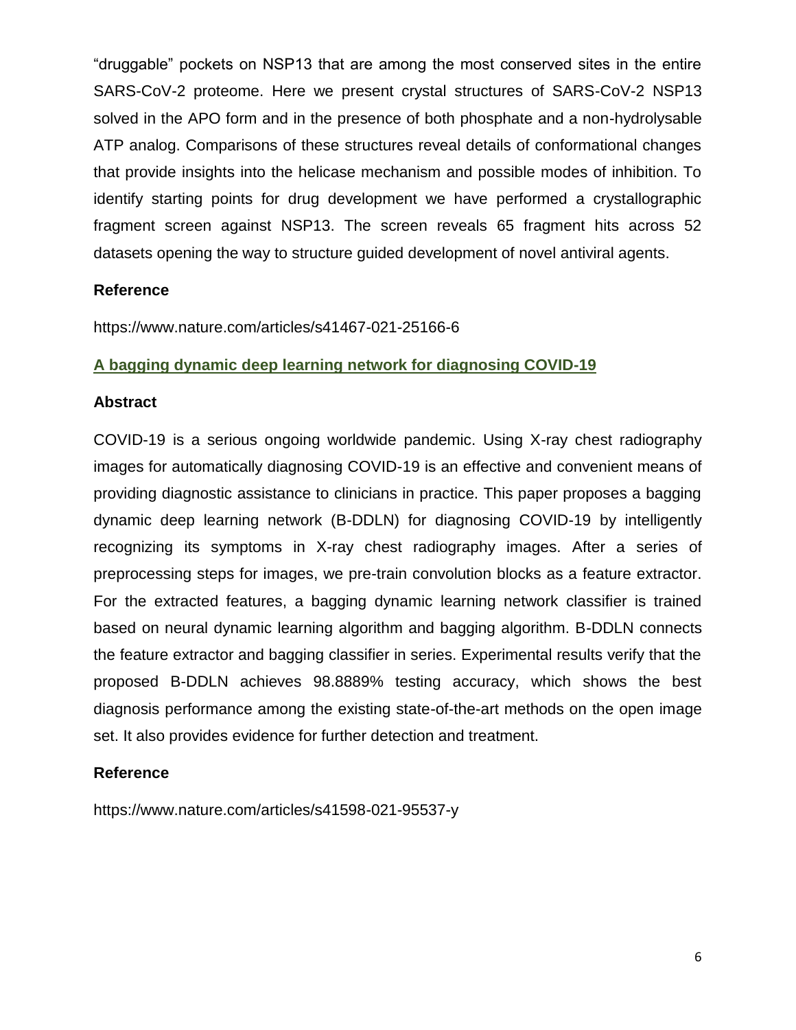"druggable" pockets on NSP13 that are among the most conserved sites in the entire SARS-CoV-2 proteome. Here we present crystal structures of SARS-CoV-2 NSP13 solved in the APO form and in the presence of both phosphate and a non-hydrolysable ATP analog. Comparisons of these structures reveal details of conformational changes that provide insights into the helicase mechanism and possible modes of inhibition. To identify starting points for drug development we have performed a crystallographic fragment screen against NSP13. The screen reveals 65 fragment hits across 52 datasets opening the way to structure guided development of novel antiviral agents.

**Reference**

https://www.nature.com/articles/s41467-021-25166-6

## A bagging dynamic deep learning network for diagnosing COVID-19

**Abstract**

COVID-19 is a serious ongoing worldwide pandemic. Using X-ray chest radiography images for automatically diagnosing COVID-19 is an effective and convenient means of providing diagnostic assistance to clinicians in practice. This paper proposes a bagging dynamic deep learning network (B-DDLN) for diagnosing COVID-19 by intelligently recognizing its symptoms in X-ray chest radiography images. After a series of preprocessing steps for images, we pre-train convolution blocks as a feature extractor. For the extracted features, a bagging dynamic learning network classifier is trained based on neural dynamic learning algorithm and bagging algorithm. B-DDLN connects the feature extractor and bagging classifier in series. Experimental results verify that the proposed B-DDLN achieves 98.8889% testing accuracy, which shows the best diagnosis performance among the existing state-of-the-art methods on the open image set. It also provides evidence for further detection and treatment.

**Reference**

https://www.nature.com/articles/s41598-021-95537-y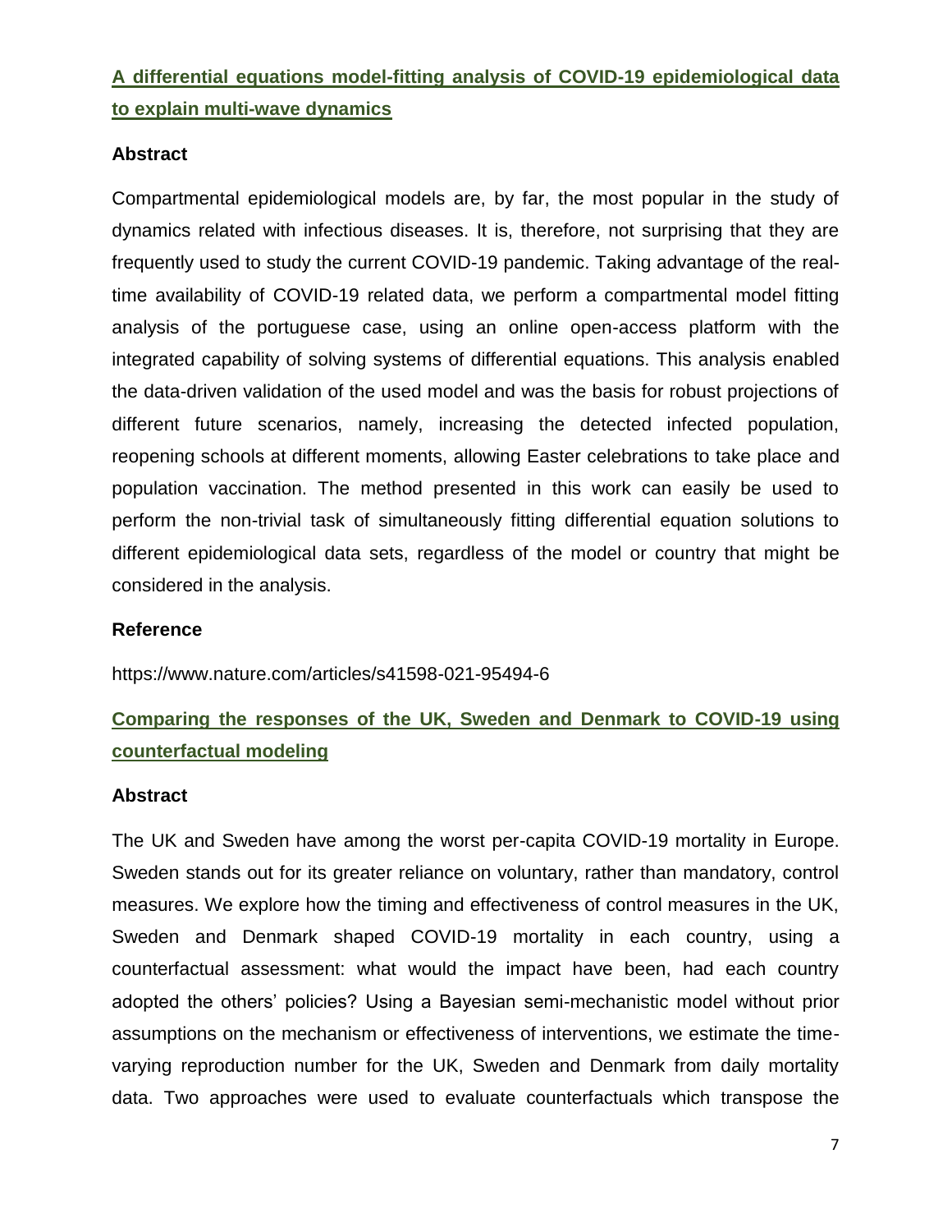## A differential equations model-fitting analysis of COVID-19 epidemiological data to explain multi-wave dynamics

### Abstract

Compartmental epidemiological models are, by far, the most popular in the study of dynamics related with infectious diseases. It is, therefore, not surprising that they are frequently used to study the current COVID-19 pandemic. Taking advantage of the real-time availability of COVID-19 related data, we perform a compartmental model fitting analysis of the portuguese case, using an online open-access platform with the integrated capability of solving systems of differential equations. This analysis enabled the data-driven validation of the used model and was the basis for robust projections of different future scenarios, namely, increasing the detected infected population, reopening schools at different moments, allowing Easter celebrations to take place and population vaccination. The method presented in this work can easily be used to perform the non-trivial task of simultaneously fitting differential equation solutions to different epidemiological data sets, regardless of the model or country that might be considered in the analysis.

### Reference

https://www.nature.com/articles/s41598-021-95494-6

## Comparing the responses of the UK, Sweden and Denmark to COVID-19 using counterfactual modeling

### Abstract

The UK and Sweden have among the worst per-capita COVID-19 mortality in Europe. Sweden stands out for its greater reliance on voluntary, rather than mandatory, control measures. We explore how the timing and effectiveness of control measures in the UK, Sweden and Denmark shaped COVID-19 mortality in each country, using a counterfactual assessment: what would the impact have been, had each country adopted the others' policies? Using a Bayesian semi-mechanistic model without prior assumptions on the mechanism or effectiveness of interventions, we estimate the time-varying reproduction number for the UK, Sweden and Denmark from daily mortality data. Two approaches were used to evaluate counterfactuals which transpose the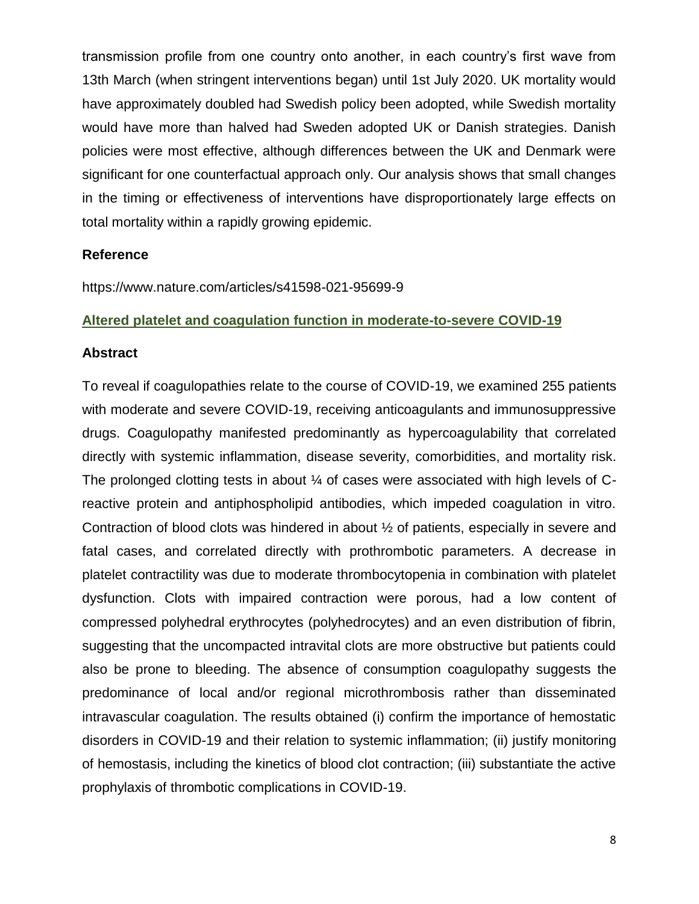transmission profile from one country onto another, in each country's first wave from 13th March (when stringent interventions began) until 1st July 2020. UK mortality would have approximately doubled had Swedish policy been adopted, while Swedish mortality would have more than halved had Sweden adopted UK or Danish strategies. Danish policies were most effective, although differences between the UK and Denmark were significant for one counterfactual approach only. Our analysis shows that small changes in the timing or effectiveness of interventions have disproportionately large effects on total mortality within a rapidly growing epidemic.

### Reference

https://www.nature.com/articles/s41598-021-95699-9

## Altered platelet and coagulation function in moderate-to-severe COVID-19

### Abstract

To reveal if coagulopathies relate to the course of COVID-19, we examined 255 patients with moderate and severe COVID-19, receiving anticoagulants and immunosuppressive drugs. Coagulopathy manifested predominantly as hypercoagulability that correlated directly with systemic inflammation, disease severity, comorbidities, and mortality risk. The prolonged clotting tests in about ¼ of cases were associated with high levels of C-reactive protein and antiphospholipid antibodies, which impeded coagulation in vitro. Contraction of blood clots was hindered in about ½ of patients, especially in severe and fatal cases, and correlated directly with prothrombotic parameters. A decrease in platelet contractility was due to moderate thrombocytopenia in combination with platelet dysfunction. Clots with impaired contraction were porous, had a low content of compressed polyhedral erythrocytes (polyhedrocytes) and an even distribution of fibrin, suggesting that the uncompacted intravital clots are more obstructive but patients could also be prone to bleeding. The absence of consumption coagulopathy suggests the predominance of local and/or regional microthrombosis rather than disseminated intravascular coagulation. The results obtained (i) confirm the importance of hemostatic disorders in COVID-19 and their relation to systemic inflammation; (ii) justify monitoring of hemostasis, including the kinetics of blood clot contraction; (iii) substantiate the active prophylaxis of thrombotic complications in COVID-19.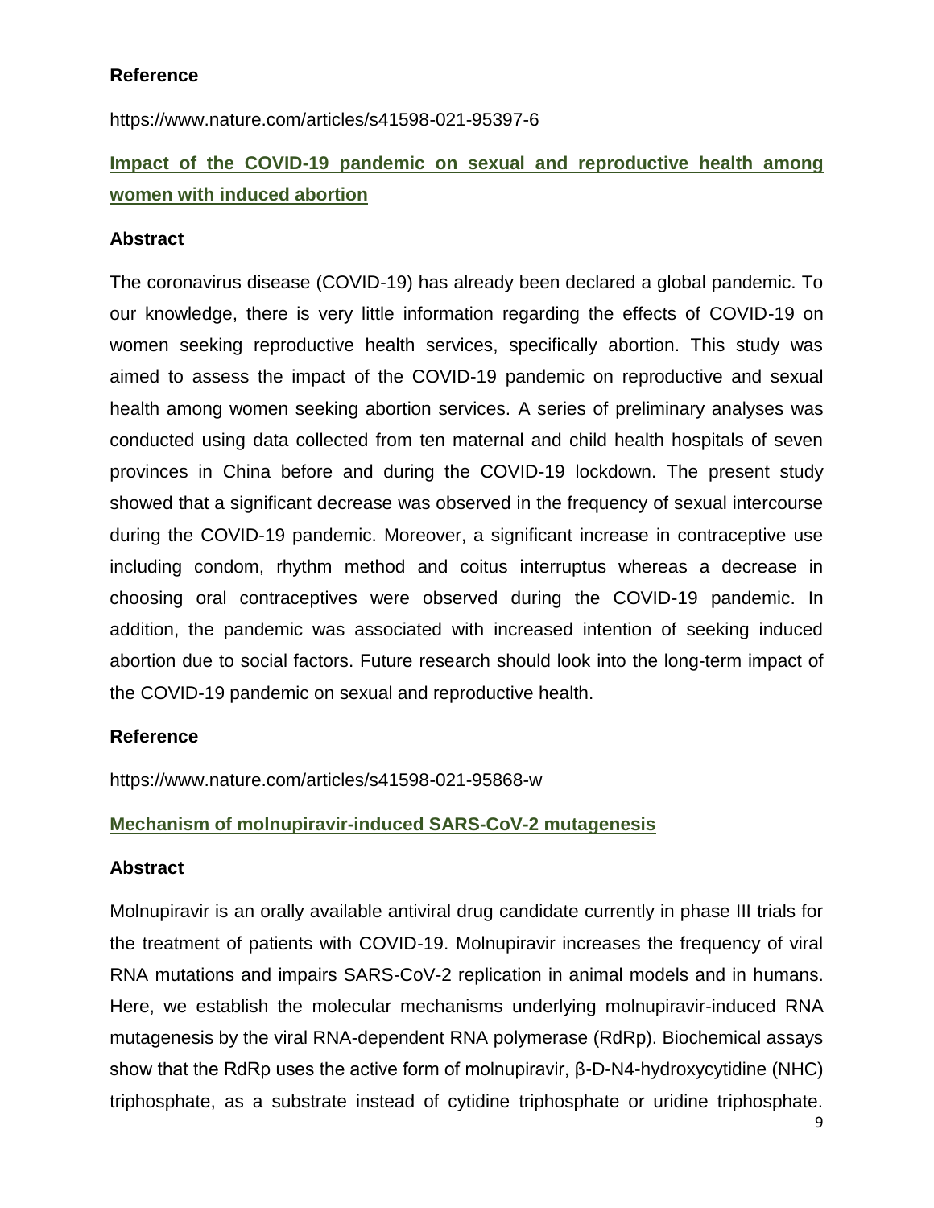**Reference**

https://www.nature.com/articles/s41598-021-95397-6

## Impact of the COVID-19 pandemic on sexual and reproductive health among women with induced abortion

**Abstract**

The coronavirus disease (COVID-19) has already been declared a global pandemic. To our knowledge, there is very little information regarding the effects of COVID-19 on women seeking reproductive health services, specifically abortion. This study was aimed to assess the impact of the COVID-19 pandemic on reproductive and sexual health among women seeking abortion services. A series of preliminary analyses was conducted using data collected from ten maternal and child health hospitals of seven provinces in China before and during the COVID-19 lockdown. The present study showed that a significant decrease was observed in the frequency of sexual intercourse during the COVID-19 pandemic. Moreover, a significant increase in contraceptive use including condom, rhythm method and coitus interruptus whereas a decrease in choosing oral contraceptives were observed during the COVID-19 pandemic. In addition, the pandemic was associated with increased intention of seeking induced abortion due to social factors. Future research should look into the long-term impact of the COVID-19 pandemic on sexual and reproductive health.

**Reference**

https://www.nature.com/articles/s41598-021-95868-w

## Mechanism of molnupiravir-induced SARS-CoV-2 mutagenesis

**Abstract**

Molnupiravir is an orally available antiviral drug candidate currently in phase III trials for the treatment of patients with COVID-19. Molnupiravir increases the frequency of viral RNA mutations and impairs SARS-CoV-2 replication in animal models and in humans. Here, we establish the molecular mechanisms underlying molnupiravir-induced RNA mutagenesis by the viral RNA-dependent RNA polymerase (RdRp). Biochemical assays show that the RdRp uses the active form of molnupiravir, β-D-N4-hydroxycytidine (NHC) triphosphate, as a substrate instead of cytidine triphosphate or uridine triphosphate.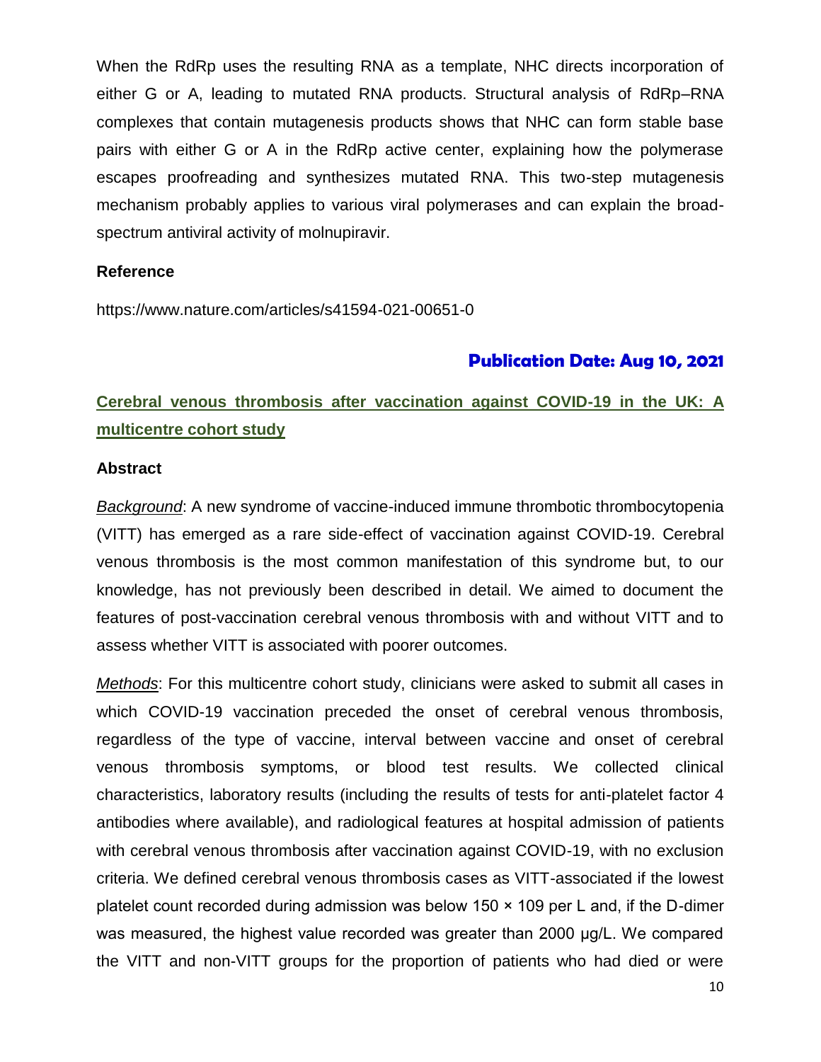When the RdRp uses the resulting RNA as a template, NHC directs incorporation of either G or A, leading to mutated RNA products. Structural analysis of RdRp–RNA complexes that contain mutagenesis products shows that NHC can form stable base pairs with either G or A in the RdRp active center, explaining how the polymerase escapes proofreading and synthesizes mutated RNA. This two-step mutagenesis mechanism probably applies to various viral polymerases and can explain the broad-spectrum antiviral activity of molnupiravir.

**Reference**

https://www.nature.com/articles/s41594-021-00651-0

**Publication Date: Aug 10, 2021**

## Cerebral venous thrombosis after vaccination against COVID-19 in the UK: A multicentre cohort study

**Abstract**

*Background*: A new syndrome of vaccine-induced immune thrombotic thrombocytopenia (VITT) has emerged as a rare side-effect of vaccination against COVID-19. Cerebral venous thrombosis is the most common manifestation of this syndrome but, to our knowledge, has not previously been described in detail. We aimed to document the features of post-vaccination cerebral venous thrombosis with and without VITT and to assess whether VITT is associated with poorer outcomes.

*Methods*: For this multicentre cohort study, clinicians were asked to submit all cases in which COVID-19 vaccination preceded the onset of cerebral venous thrombosis, regardless of the type of vaccine, interval between vaccine and onset of cerebral venous thrombosis symptoms, or blood test results. We collected clinical characteristics, laboratory results (including the results of tests for anti-platelet factor 4 antibodies where available), and radiological features at hospital admission of patients with cerebral venous thrombosis after vaccination against COVID-19, with no exclusion criteria. We defined cerebral venous thrombosis cases as VITT-associated if the lowest platelet count recorded during admission was below 150 × 109 per L and, if the D-dimer was measured, the highest value recorded was greater than 2000 µg/L. We compared the VITT and non-VITT groups for the proportion of patients who had died or were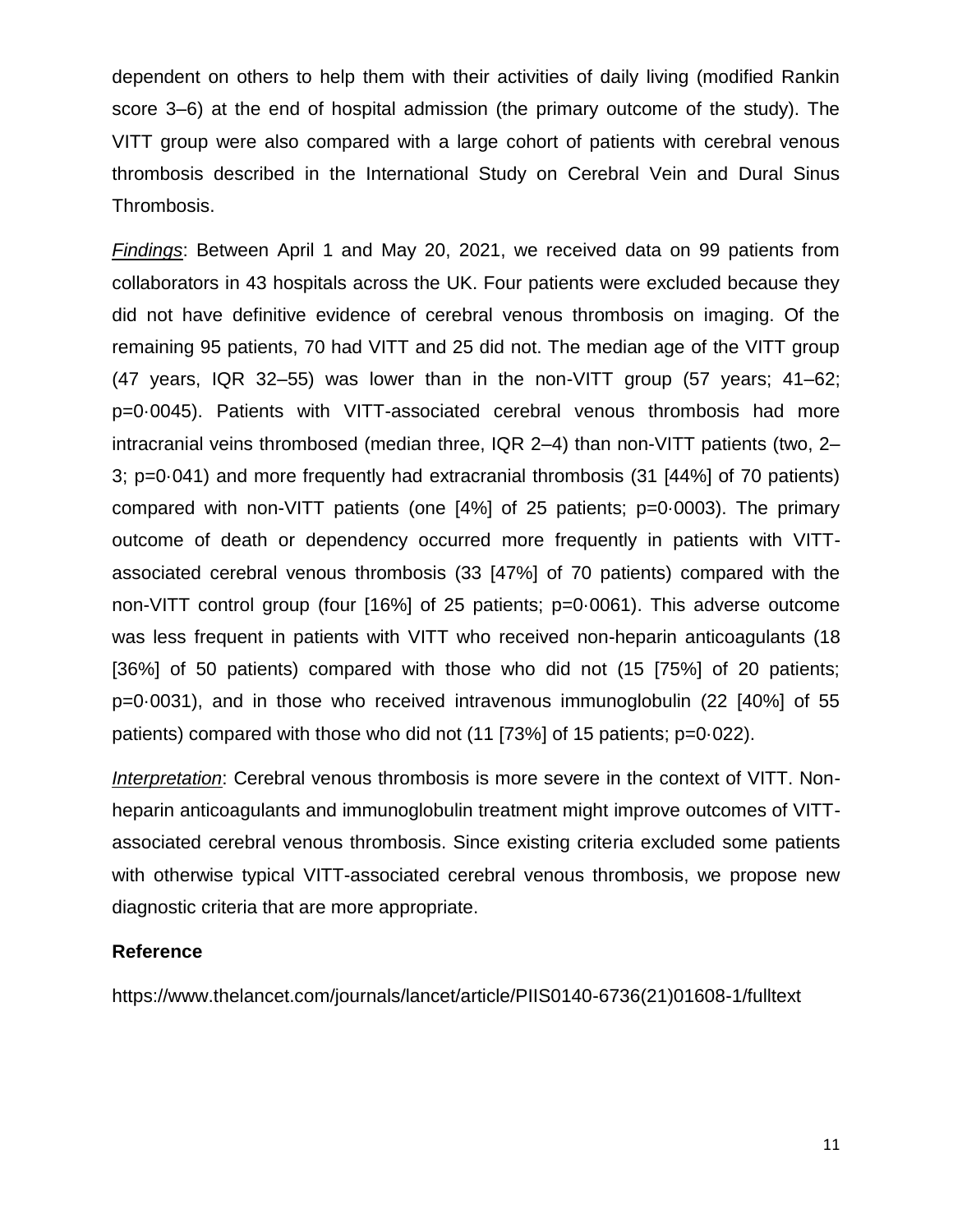dependent on others to help them with their activities of daily living (modified Rankin score 3–6) at the end of hospital admission (the primary outcome of the study). The VITT group were also compared with a large cohort of patients with cerebral venous thrombosis described in the International Study on Cerebral Vein and Dural Sinus Thrombosis.

*Findings*: Between April 1 and May 20, 2021, we received data on 99 patients from collaborators in 43 hospitals across the UK. Four patients were excluded because they did not have definitive evidence of cerebral venous thrombosis on imaging. Of the remaining 95 patients, 70 had VITT and 25 did not. The median age of the VITT group (47 years, IQR 32–55) was lower than in the non-VITT group (57 years; 41–62; p=0·0045). Patients with VITT-associated cerebral venous thrombosis had more intracranial veins thrombosed (median three, IQR 2–4) than non-VITT patients (two, 2–3; p=0·041) and more frequently had extracranial thrombosis (31 [44%] of 70 patients) compared with non-VITT patients (one [4%] of 25 patients; p=0·0003). The primary outcome of death or dependency occurred more frequently in patients with VITT-associated cerebral venous thrombosis (33 [47%] of 70 patients) compared with the non-VITT control group (four [16%] of 25 patients; p=0·0061). This adverse outcome was less frequent in patients with VITT who received non-heparin anticoagulants (18 [36%] of 50 patients) compared with those who did not (15 [75%] of 20 patients; p=0·0031), and in those who received intravenous immunoglobulin (22 [40%] of 55 patients) compared with those who did not (11 [73%] of 15 patients; p=0·022).

*Interpretation*: Cerebral venous thrombosis is more severe in the context of VITT. Non-heparin anticoagulants and immunoglobulin treatment might improve outcomes of VITT-associated cerebral venous thrombosis. Since existing criteria excluded some patients with otherwise typical VITT-associated cerebral venous thrombosis, we propose new diagnostic criteria that are more appropriate.

**Reference**

https://www.thelancet.com/journals/lancet/article/PIIS0140-6736(21)01608-1/fulltext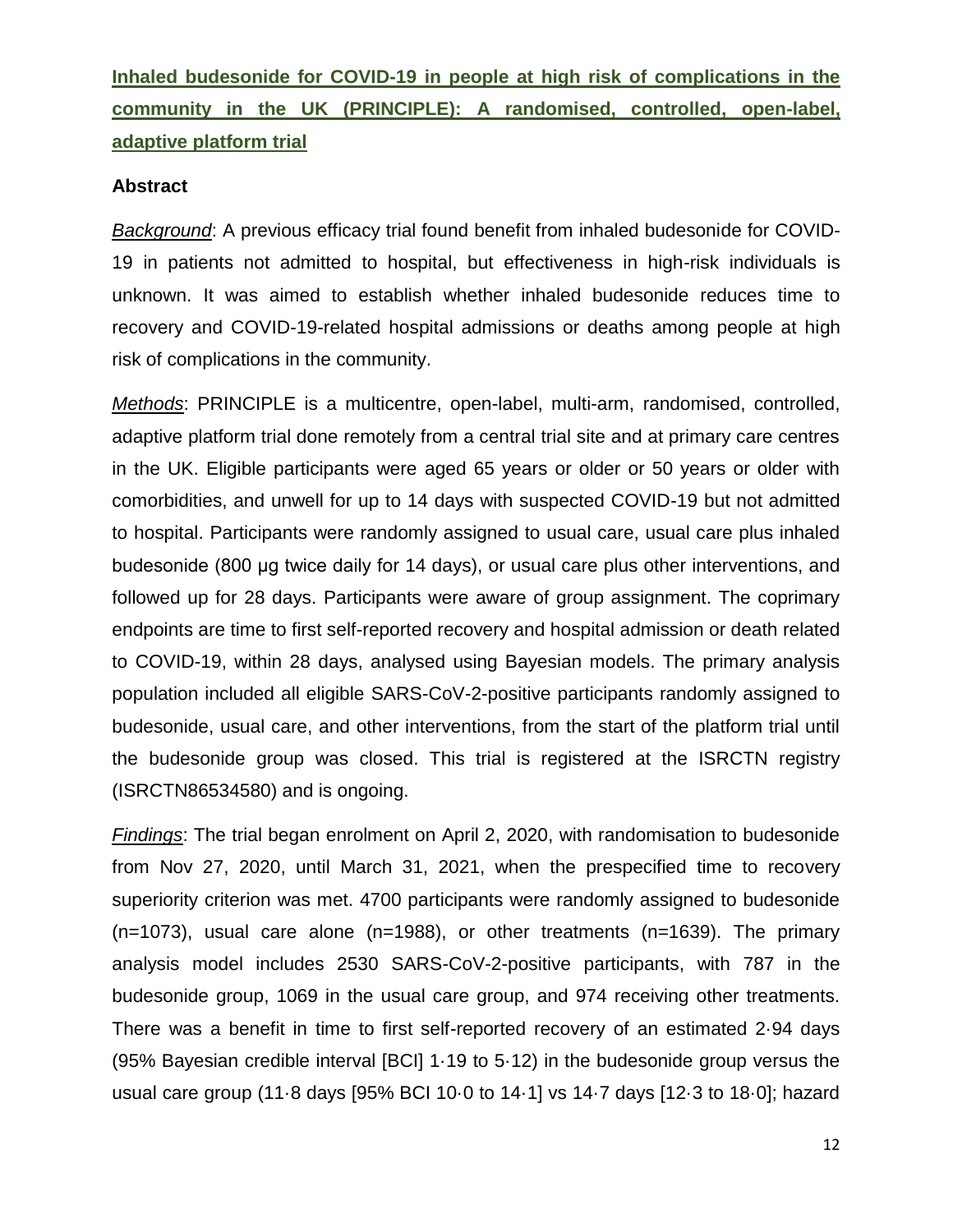**Inhaled budesonide for COVID-19 in people at high risk of complications in the community in the UK (PRINCIPLE): A randomised, controlled, open-label, adaptive platform trial**

### Abstract

*Background*: A previous efficacy trial found benefit from inhaled budesonide for COVID-19 in patients not admitted to hospital, but effectiveness in high-risk individuals is unknown. It was aimed to establish whether inhaled budesonide reduces time to recovery and COVID-19-related hospital admissions or deaths among people at high risk of complications in the community.

*Methods*: PRINCIPLE is a multicentre, open-label, multi-arm, randomised, controlled, adaptive platform trial done remotely from a central trial site and at primary care centres in the UK. Eligible participants were aged 65 years or older or 50 years or older with comorbidities, and unwell for up to 14 days with suspected COVID-19 but not admitted to hospital. Participants were randomly assigned to usual care, usual care plus inhaled budesonide (800 µg twice daily for 14 days), or usual care plus other interventions, and followed up for 28 days. Participants were aware of group assignment. The coprimary endpoints are time to first self-reported recovery and hospital admission or death related to COVID-19, within 28 days, analysed using Bayesian models. The primary analysis population included all eligible SARS-CoV-2-positive participants randomly assigned to budesonide, usual care, and other interventions, from the start of the platform trial until the budesonide group was closed. This trial is registered at the ISRCTN registry (ISRCTN86534580) and is ongoing.

*Findings*: The trial began enrolment on April 2, 2020, with randomisation to budesonide from Nov 27, 2020, until March 31, 2021, when the prespecified time to recovery superiority criterion was met. 4700 participants were randomly assigned to budesonide (n=1073), usual care alone (n=1988), or other treatments (n=1639). The primary analysis model includes 2530 SARS-CoV-2-positive participants, with 787 in the budesonide group, 1069 in the usual care group, and 974 receiving other treatments. There was a benefit in time to first self-reported recovery of an estimated 2·94 days (95% Bayesian credible interval [BCI] 1·19 to 5·12) in the budesonide group versus the usual care group (11·8 days [95% BCI 10·0 to 14·1] vs 14·7 days [12·3 to 18·0]; hazard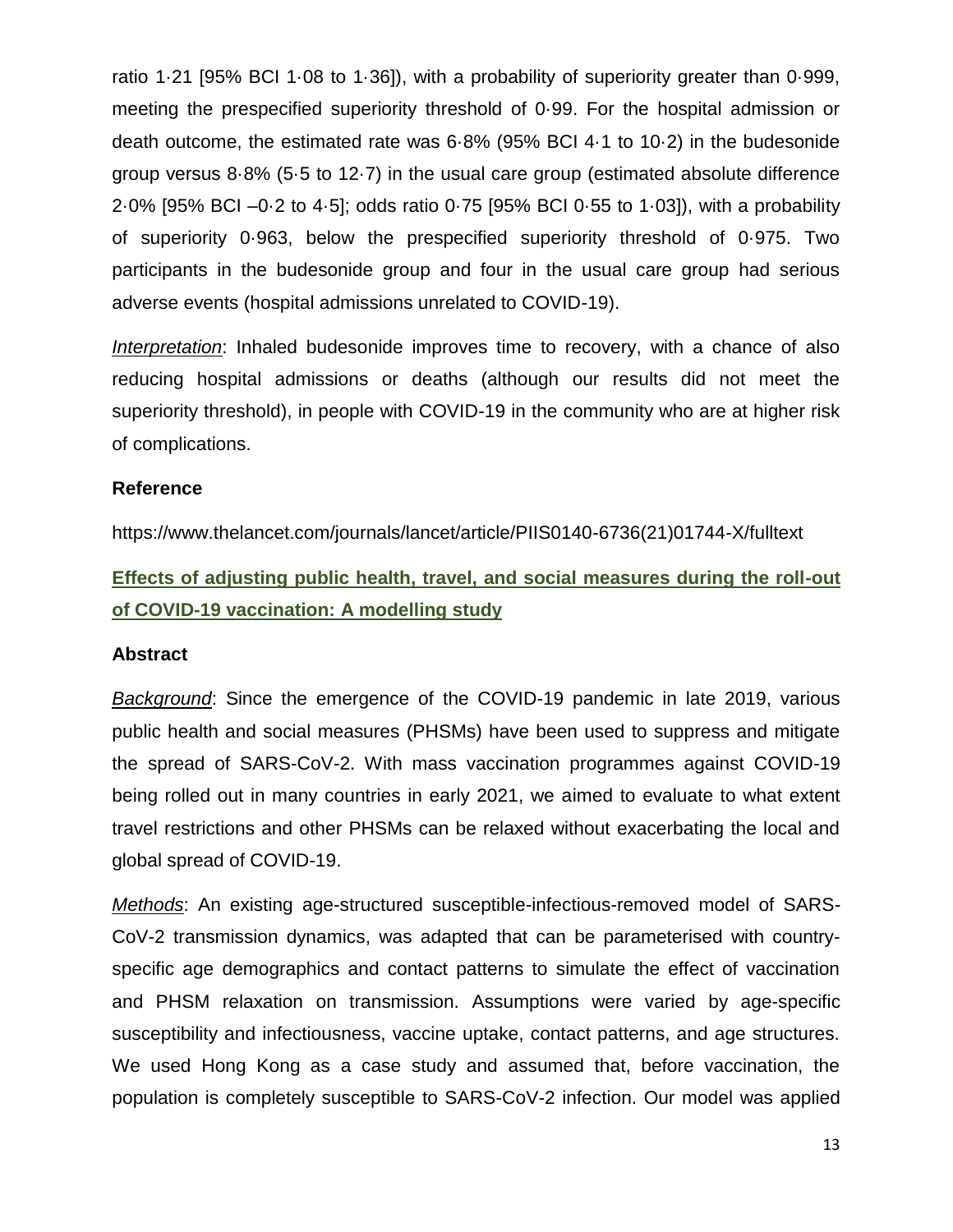ratio 1·21 [95% BCI 1·08 to 1·36]), with a probability of superiority greater than 0·999, meeting the prespecified superiority threshold of 0·99. For the hospital admission or death outcome, the estimated rate was 6·8% (95% BCI 4·1 to 10·2) in the budesonide group versus 8·8% (5·5 to 12·7) in the usual care group (estimated absolute difference 2·0% [95% BCI –0·2 to 4·5]; odds ratio 0·75 [95% BCI 0·55 to 1·03]), with a probability of superiority 0·963, below the prespecified superiority threshold of 0·975. Two participants in the budesonide group and four in the usual care group had serious adverse events (hospital admissions unrelated to COVID-19).

*Interpretation*: Inhaled budesonide improves time to recovery, with a chance of also reducing hospital admissions or deaths (although our results did not meet the superiority threshold), in people with COVID-19 in the community who are at higher risk of complications.

**Reference**

https://www.thelancet.com/journals/lancet/article/PIIS0140-6736(21)01744-X/fulltext

## Effects of adjusting public health, travel, and social measures during the roll-out of COVID-19 vaccination: A modelling study

**Abstract**

*Background*: Since the emergence of the COVID-19 pandemic in late 2019, various public health and social measures (PHSMs) have been used to suppress and mitigate the spread of SARS-CoV-2. With mass vaccination programmes against COVID-19 being rolled out in many countries in early 2021, we aimed to evaluate to what extent travel restrictions and other PHSMs can be relaxed without exacerbating the local and global spread of COVID-19.

*Methods*: An existing age-structured susceptible-infectious-removed model of SARS-CoV-2 transmission dynamics, was adapted that can be parameterised with country-specific age demographics and contact patterns to simulate the effect of vaccination and PHSM relaxation on transmission. Assumptions were varied by age-specific susceptibility and infectiousness, vaccine uptake, contact patterns, and age structures. We used Hong Kong as a case study and assumed that, before vaccination, the population is completely susceptible to SARS-CoV-2 infection. Our model was applied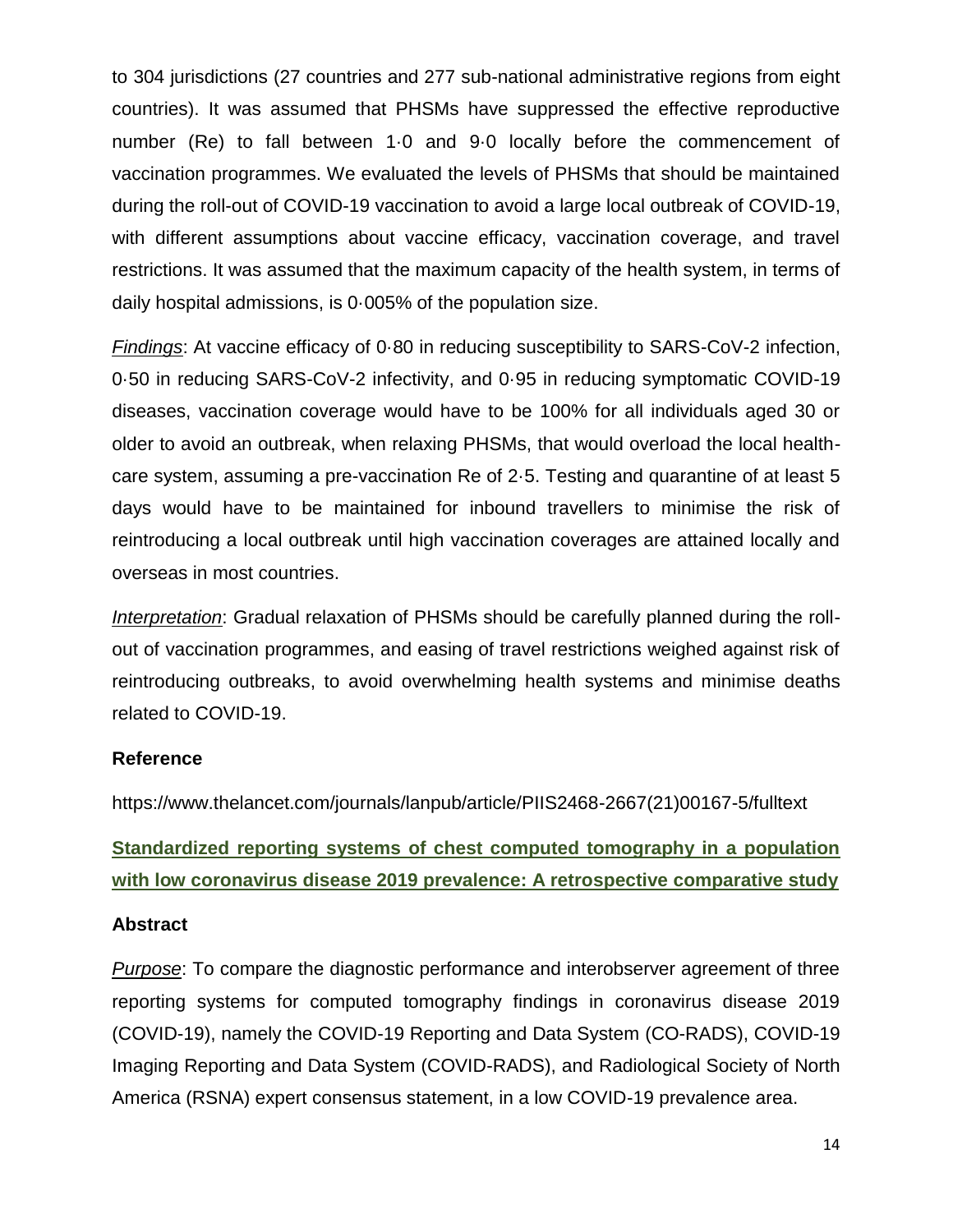to 304 jurisdictions (27 countries and 277 sub-national administrative regions from eight countries). It was assumed that PHSMs have suppressed the effective reproductive number (Re) to fall between 1·0 and 9·0 locally before the commencement of vaccination programmes. We evaluated the levels of PHSMs that should be maintained during the roll-out of COVID-19 vaccination to avoid a large local outbreak of COVID-19, with different assumptions about vaccine efficacy, vaccination coverage, and travel restrictions. It was assumed that the maximum capacity of the health system, in terms of daily hospital admissions, is 0·005% of the population size.

*Findings*: At vaccine efficacy of 0·80 in reducing susceptibility to SARS-CoV-2 infection, 0·50 in reducing SARS-CoV-2 infectivity, and 0·95 in reducing symptomatic COVID-19 diseases, vaccination coverage would have to be 100% for all individuals aged 30 or older to avoid an outbreak, when relaxing PHSMs, that would overload the local health-care system, assuming a pre-vaccination Re of 2·5. Testing and quarantine of at least 5 days would have to be maintained for inbound travellers to minimise the risk of reintroducing a local outbreak until high vaccination coverages are attained locally and overseas in most countries.

*Interpretation*: Gradual relaxation of PHSMs should be carefully planned during the roll-out of vaccination programmes, and easing of travel restrictions weighed against risk of reintroducing outbreaks, to avoid overwhelming health systems and minimise deaths related to COVID-19.

**Reference**

https://www.thelancet.com/journals/lanpub/article/PIIS2468-2667(21)00167-5/fulltext

## Standardized reporting systems of chest computed tomography in a population with low coronavirus disease 2019 prevalence: A retrospective comparative study

**Abstract**

*Purpose*: To compare the diagnostic performance and interobserver agreement of three reporting systems for computed tomography findings in coronavirus disease 2019 (COVID-19), namely the COVID-19 Reporting and Data System (CO-RADS), COVID-19 Imaging Reporting and Data System (COVID-RADS), and Radiological Society of North America (RSNA) expert consensus statement, in a low COVID-19 prevalence area.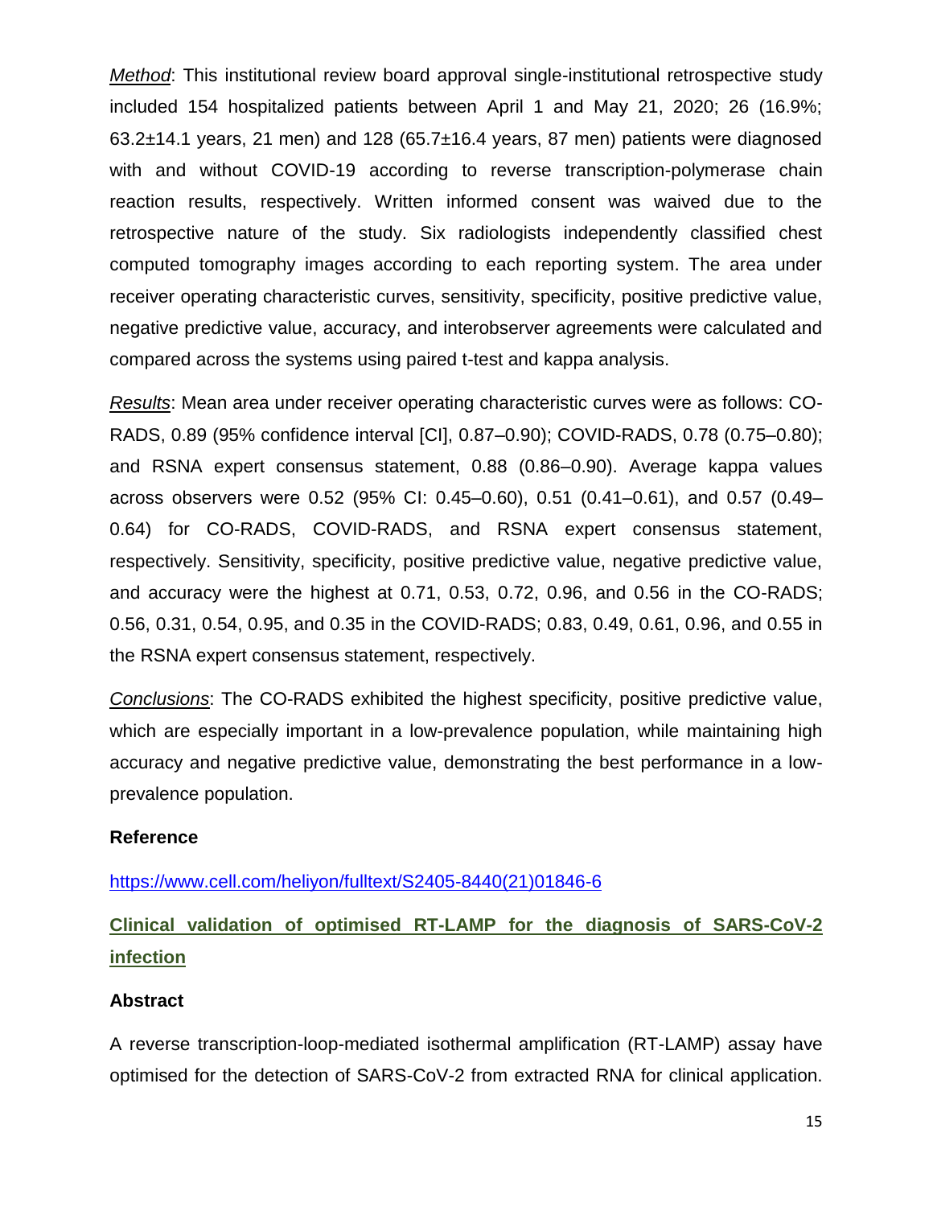*Method*: This institutional review board approval single-institutional retrospective study included 154 hospitalized patients between April 1 and May 21, 2020; 26 (16.9%; 63.2±14.1 years, 21 men) and 128 (65.7±16.4 years, 87 men) patients were diagnosed with and without COVID-19 according to reverse transcription-polymerase chain reaction results, respectively. Written informed consent was waived due to the retrospective nature of the study. Six radiologists independently classified chest computed tomography images according to each reporting system. The area under receiver operating characteristic curves, sensitivity, specificity, positive predictive value, negative predictive value, accuracy, and interobserver agreements were calculated and compared across the systems using paired t-test and kappa analysis.

*Results*: Mean area under receiver operating characteristic curves were as follows: CO-RADS, 0.89 (95% confidence interval [CI], 0.87–0.90); COVID-RADS, 0.78 (0.75–0.80); and RSNA expert consensus statement, 0.88 (0.86–0.90). Average kappa values across observers were 0.52 (95% CI: 0.45–0.60), 0.51 (0.41–0.61), and 0.57 (0.49–0.64) for CO-RADS, COVID-RADS, and RSNA expert consensus statement, respectively. Sensitivity, specificity, positive predictive value, negative predictive value, and accuracy were the highest at 0.71, 0.53, 0.72, 0.96, and 0.56 in the CO-RADS; 0.56, 0.31, 0.54, 0.95, and 0.35 in the COVID-RADS; 0.83, 0.49, 0.61, 0.96, and 0.55 in the RSNA expert consensus statement, respectively.

*Conclusions*: The CO-RADS exhibited the highest specificity, positive predictive value, which are especially important in a low-prevalence population, while maintaining high accuracy and negative predictive value, demonstrating the best performance in a low-prevalence population.

**Reference**

https://www.cell.com/heliyon/fulltext/S2405-8440(21)01846-6

## Clinical validation of optimised RT-LAMP for the diagnosis of SARS-CoV-2 infection

**Abstract**

A reverse transcription-loop-mediated isothermal amplification (RT-LAMP) assay have optimised for the detection of SARS-CoV-2 from extracted RNA for clinical application.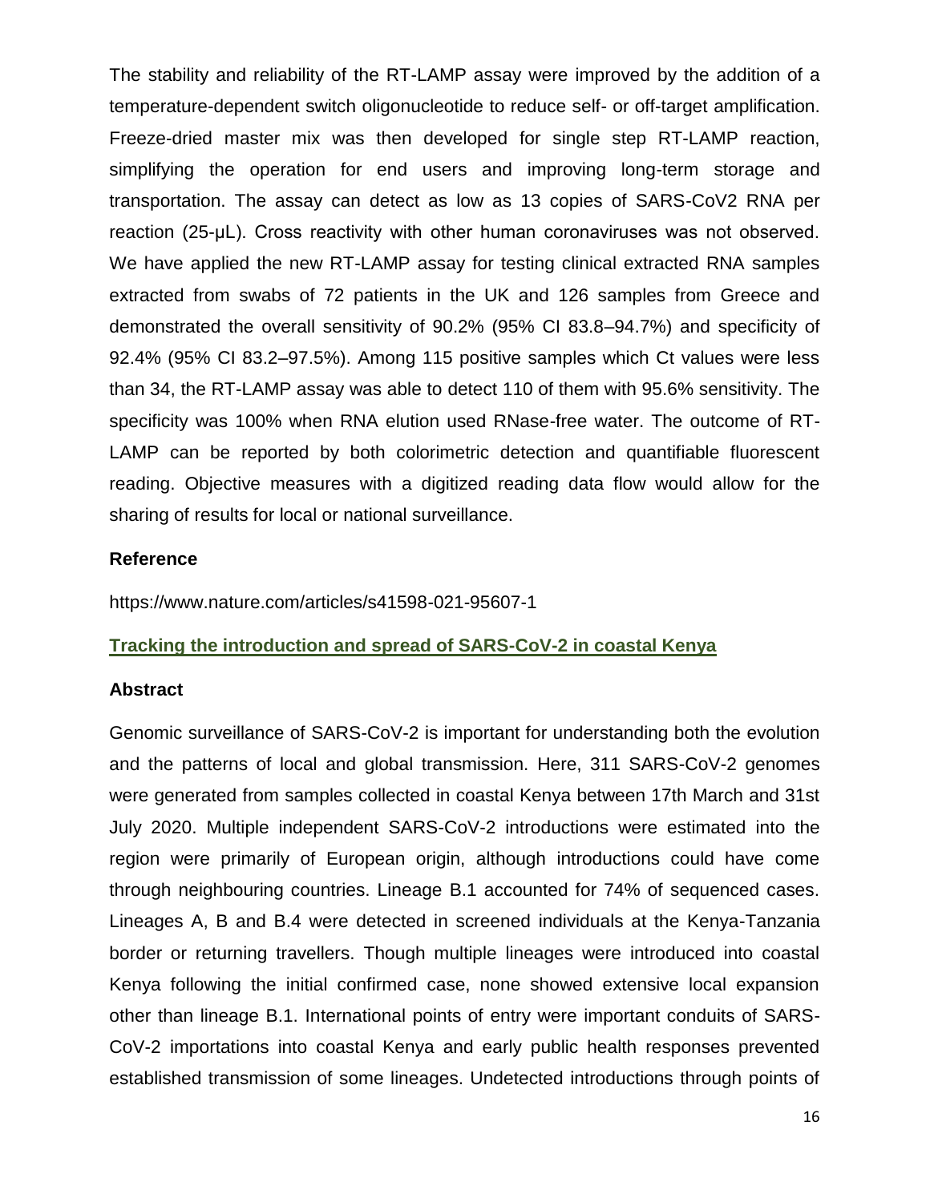The stability and reliability of the RT-LAMP assay were improved by the addition of a temperature-dependent switch oligonucleotide to reduce self- or off-target amplification. Freeze-dried master mix was then developed for single step RT-LAMP reaction, simplifying the operation for end users and improving long-term storage and transportation. The assay can detect as low as 13 copies of SARS-CoV2 RNA per reaction (25-μL). Cross reactivity with other human coronaviruses was not observed. We have applied the new RT-LAMP assay for testing clinical extracted RNA samples extracted from swabs of 72 patients in the UK and 126 samples from Greece and demonstrated the overall sensitivity of 90.2% (95% CI 83.8–94.7%) and specificity of 92.4% (95% CI 83.2–97.5%). Among 115 positive samples which Ct values were less than 34, the RT-LAMP assay was able to detect 110 of them with 95.6% sensitivity. The specificity was 100% when RNA elution used RNase-free water. The outcome of RT-LAMP can be reported by both colorimetric detection and quantifiable fluorescent reading. Objective measures with a digitized reading data flow would allow for the sharing of results for local or national surveillance.

**Reference**

https://www.nature.com/articles/s41598-021-95607-1

## Tracking the introduction and spread of SARS-CoV-2 in coastal Kenya

**Abstract**

Genomic surveillance of SARS-CoV-2 is important for understanding both the evolution and the patterns of local and global transmission. Here, 311 SARS-CoV-2 genomes were generated from samples collected in coastal Kenya between 17th March and 31st July 2020. Multiple independent SARS-CoV-2 introductions were estimated into the region were primarily of European origin, although introductions could have come through neighbouring countries. Lineage B.1 accounted for 74% of sequenced cases. Lineages A, B and B.4 were detected in screened individuals at the Kenya-Tanzania border or returning travellers. Though multiple lineages were introduced into coastal Kenya following the initial confirmed case, none showed extensive local expansion other than lineage B.1. International points of entry were important conduits of SARS-CoV-2 importations into coastal Kenya and early public health responses prevented established transmission of some lineages. Undetected introductions through points of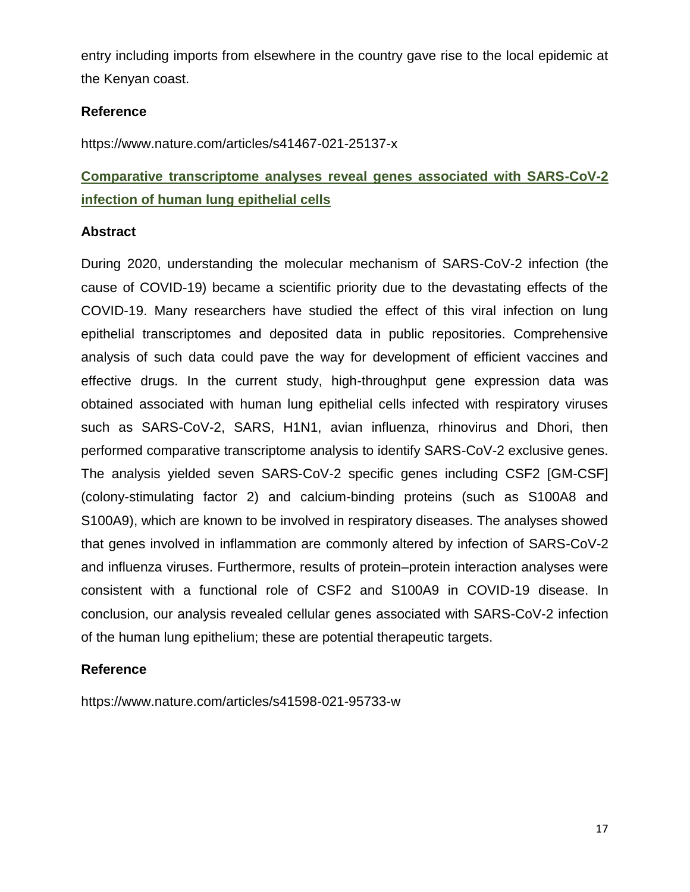entry including imports from elsewhere in the country gave rise to the local epidemic at the Kenyan coast.

**Reference**

https://www.nature.com/articles/s41467-021-25137-x

## Comparative transcriptome analyses reveal genes associated with SARS-CoV-2 infection of human lung epithelial cells

**Abstract**

During 2020, understanding the molecular mechanism of SARS-CoV-2 infection (the cause of COVID-19) became a scientific priority due to the devastating effects of the COVID-19. Many researchers have studied the effect of this viral infection on lung epithelial transcriptomes and deposited data in public repositories. Comprehensive analysis of such data could pave the way for development of efficient vaccines and effective drugs. In the current study, high-throughput gene expression data was obtained associated with human lung epithelial cells infected with respiratory viruses such as SARS-CoV-2, SARS, H1N1, avian influenza, rhinovirus and Dhori, then performed comparative transcriptome analysis to identify SARS-CoV-2 exclusive genes. The analysis yielded seven SARS-CoV-2 specific genes including CSF2 [GM-CSF] (colony-stimulating factor 2) and calcium-binding proteins (such as S100A8 and S100A9), which are known to be involved in respiratory diseases. The analyses showed that genes involved in inflammation are commonly altered by infection of SARS-CoV-2 and influenza viruses. Furthermore, results of protein–protein interaction analyses were consistent with a functional role of CSF2 and S100A9 in COVID-19 disease. In conclusion, our analysis revealed cellular genes associated with SARS-CoV-2 infection of the human lung epithelium; these are potential therapeutic targets.

**Reference**

https://www.nature.com/articles/s41598-021-95733-w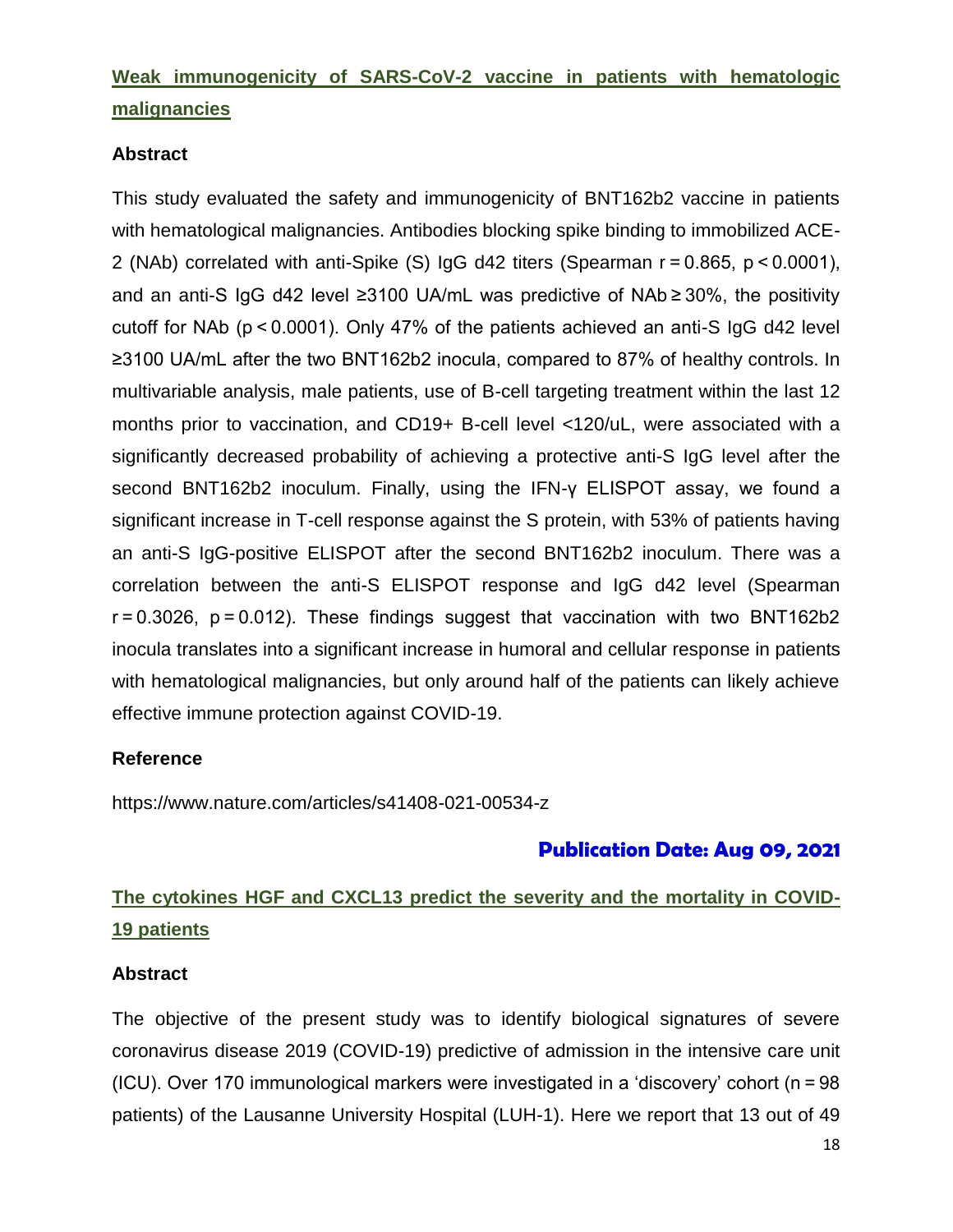## [Weak immunogenicity of SARS-CoV-2 vaccine in patients with hematologic malignancies](https://www.nature.com/articles/s41408-021-00534-z)

### Abstract

This study evaluated the safety and immunogenicity of BNT162b2 vaccine in patients with hematological malignancies. Antibodies blocking spike binding to immobilized ACE-2 (NAb) correlated with anti-Spike (S) IgG d42 titers (Spearman $r = 0.865$, $p < 0.0001$), and an anti-S IgG d42 level ≥3100 UA/mL was predictive of NAb ≥ 30%, the positivity cutoff for NAb ($p < 0.0001$). Only 47% of the patients achieved an anti-S IgG d42 level ≥3100 UA/mL after the two BNT162b2 inocula, compared to 87% of healthy controls. In multivariable analysis, male patients, use of B-cell targeting treatment within the last 12 months prior to vaccination, and CD19+ B-cell level <120/uL, were associated with a significantly decreased probability of achieving a protective anti-S IgG level after the second BNT162b2 inoculum. Finally, using the IFN-γ ELISPOT assay, we found a significant increase in T-cell response against the S protein, with 53% of patients having an anti-S IgG-positive ELISPOT after the second BNT162b2 inoculum. There was a correlation between the anti-S ELISPOT response and IgG d42 level (Spearman $r = 0.3026$, $p = 0.012$). These findings suggest that vaccination with two BNT162b2 inocula translates into a significant increase in humoral and cellular response in patients with hematological malignancies, but only around half of the patients can likely achieve effective immune protection against COVID-19.

### Reference

https://www.nature.com/articles/s41408-021-00534-z

**Publication Date: Aug 09, 2021**

## The cytokines HGF and CXCL13 predict the severity and the mortality in COVID-19 patients

### Abstract

The objective of the present study was to identify biological signatures of severe coronavirus disease 2019 (COVID-19) predictive of admission in the intensive care unit (ICU). Over 170 immunological markers were investigated in a 'discovery' cohort ($n = 98$ patients) of the Lausanne University Hospital (LUH-1). Here we report that 13 out of 49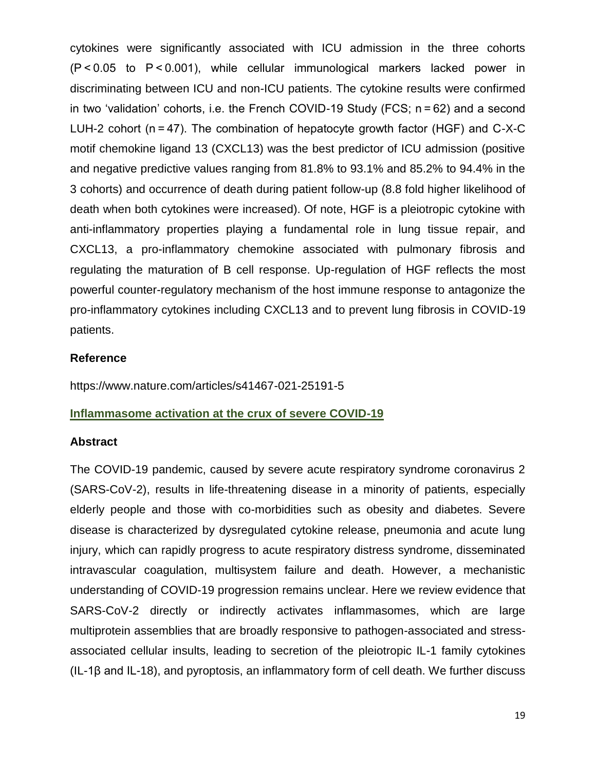cytokines were significantly associated with ICU admission in the three cohorts ($P < 0.05$ to $P < 0.001$), while cellular immunological markers lacked power in discriminating between ICU and non-ICU patients. The cytokine results were confirmed in two 'validation' cohorts, i.e. the French COVID-19 Study (FCS; n = 62) and a second LUH-2 cohort (n = 47). The combination of hepatocyte growth factor (HGF) and C-X-C motif chemokine ligand 13 (CXCL13) was the best predictor of ICU admission (positive and negative predictive values ranging from 81.8% to 93.1% and 85.2% to 94.4% in the 3 cohorts) and occurrence of death during patient follow-up (8.8 fold higher likelihood of death when both cytokines were increased). Of note, HGF is a pleiotropic cytokine with anti-inflammatory properties playing a fundamental role in lung tissue repair, and CXCL13, a pro-inflammatory chemokine associated with pulmonary fibrosis and regulating the maturation of B cell response. Up-regulation of HGF reflects the most powerful counter-regulatory mechanism of the host immune response to antagonize the pro-inflammatory cytokines including CXCL13 and to prevent lung fibrosis in COVID-19 patients.

### Reference

https://www.nature.com/articles/s41467-021-25191-5

## Inflammasome activation at the crux of severe COVID-19

### Abstract

The COVID-19 pandemic, caused by severe acute respiratory syndrome coronavirus 2 (SARS-CoV-2), results in life-threatening disease in a minority of patients, especially elderly people and those with co-morbidities such as obesity and diabetes. Severe disease is characterized by dysregulated cytokine release, pneumonia and acute lung injury, which can rapidly progress to acute respiratory distress syndrome, disseminated intravascular coagulation, multisystem failure and death. However, a mechanistic understanding of COVID-19 progression remains unclear. Here we review evidence that SARS-CoV-2 directly or indirectly activates inflammasomes, which are large multiprotein assemblies that are broadly responsive to pathogen-associated and stress-associated cellular insults, leading to secretion of the pleiotropic IL-1 family cytokines (IL-1β and IL-18), and pyroptosis, an inflammatory form of cell death. We further discuss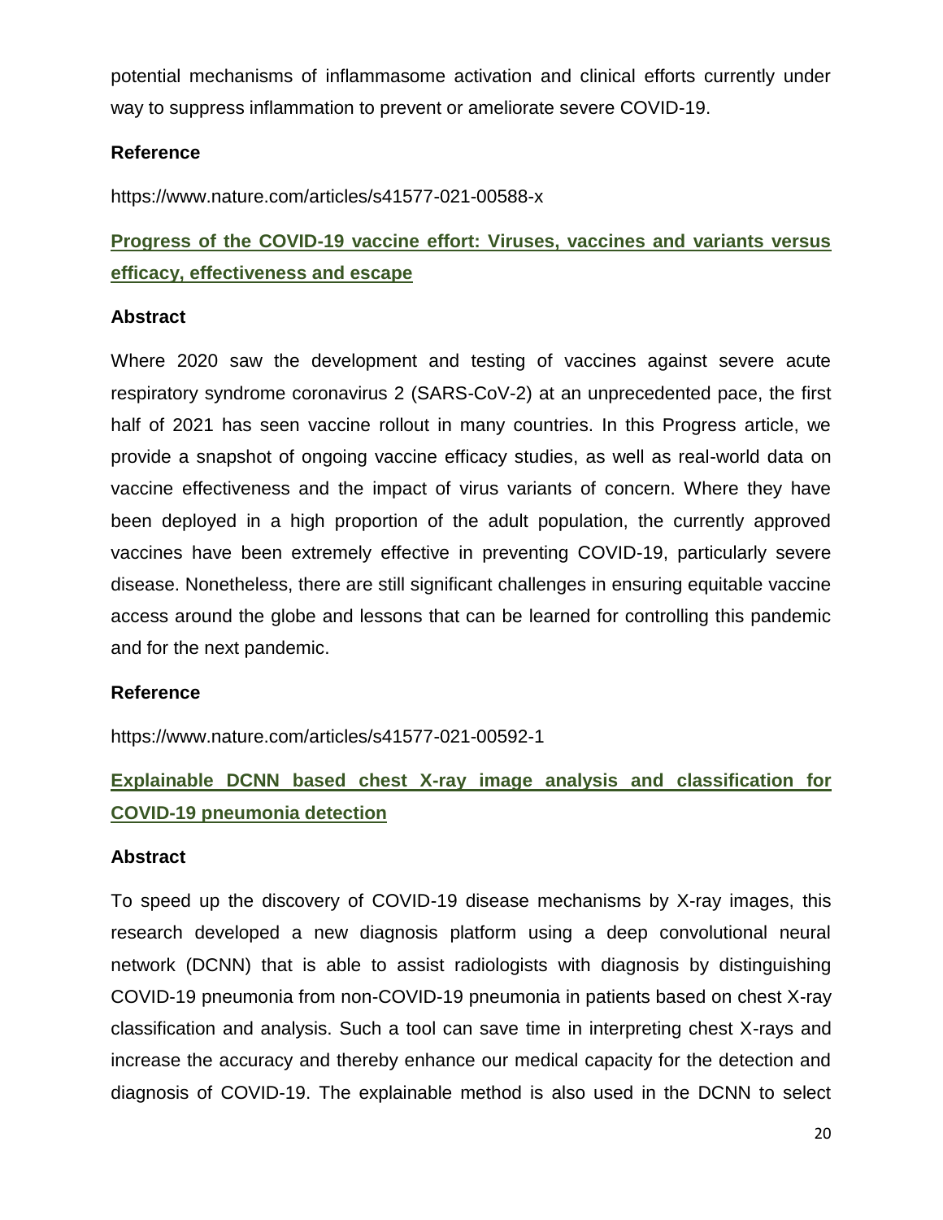potential mechanisms of inflammasome activation and clinical efforts currently under way to suppress inflammation to prevent or ameliorate severe COVID-19.

**Reference**

https://www.nature.com/articles/s41577-021-00588-x

## Progress of the COVID-19 vaccine effort: Viruses, vaccines and variants versus efficacy, effectiveness and escape

**Abstract**

Where 2020 saw the development and testing of vaccines against severe acute respiratory syndrome coronavirus 2 (SARS-CoV-2) at an unprecedented pace, the first half of 2021 has seen vaccine rollout in many countries. In this Progress article, we provide a snapshot of ongoing vaccine efficacy studies, as well as real-world data on vaccine effectiveness and the impact of virus variants of concern. Where they have been deployed in a high proportion of the adult population, the currently approved vaccines have been extremely effective in preventing COVID-19, particularly severe disease. Nonetheless, there are still significant challenges in ensuring equitable vaccine access around the globe and lessons that can be learned for controlling this pandemic and for the next pandemic.

**Reference**

https://www.nature.com/articles/s41577-021-00592-1

## Explainable DCNN based chest X-ray image analysis and classification for COVID-19 pneumonia detection

**Abstract**

To speed up the discovery of COVID-19 disease mechanisms by X-ray images, this research developed a new diagnosis platform using a deep convolutional neural network (DCNN) that is able to assist radiologists with diagnosis by distinguishing COVID-19 pneumonia from non-COVID-19 pneumonia in patients based on chest X-ray classification and analysis. Such a tool can save time in interpreting chest X-rays and increase the accuracy and thereby enhance our medical capacity for the detection and diagnosis of COVID-19. The explainable method is also used in the DCNN to select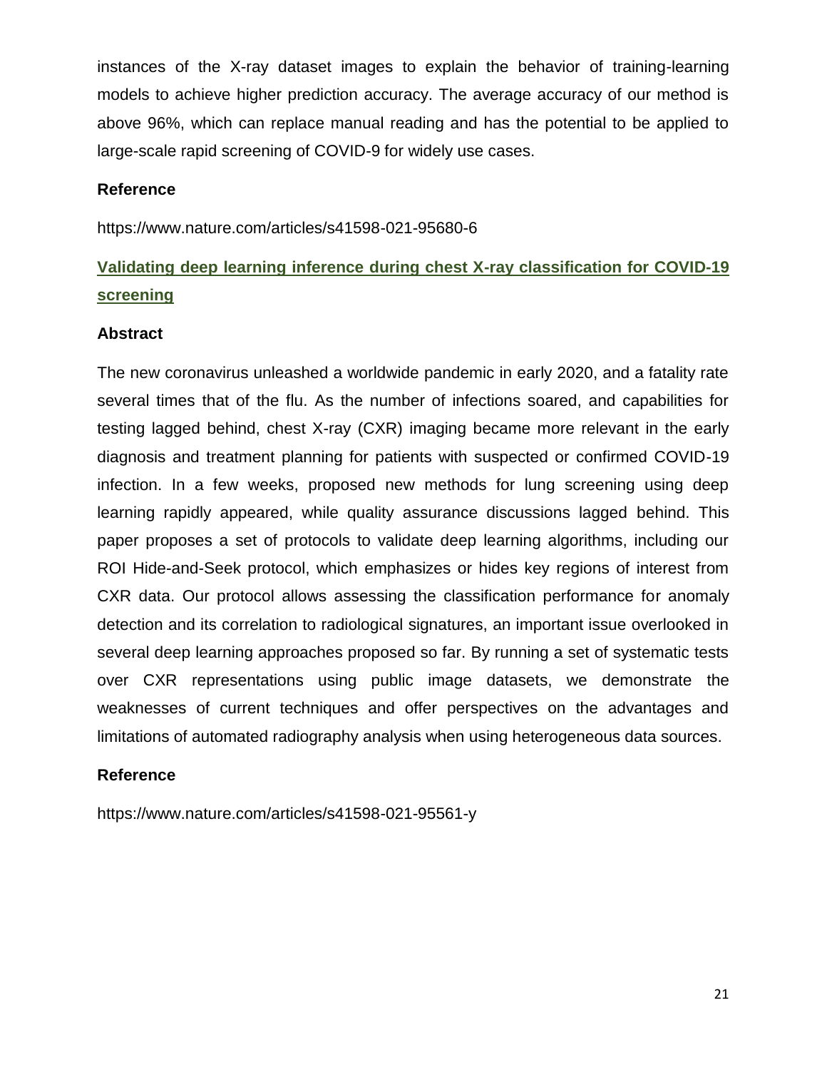instances of the X-ray dataset images to explain the behavior of training-learning models to achieve higher prediction accuracy. The average accuracy of our method is above 96%, which can replace manual reading and has the potential to be applied to large-scale rapid screening of COVID-9 for widely use cases.

### Reference

https://www.nature.com/articles/s41598-021-95680-6

## Validating deep learning inference during chest X-ray classification for COVID-19 screening

### Abstract

The new coronavirus unleashed a worldwide pandemic in early 2020, and a fatality rate several times that of the flu. As the number of infections soared, and capabilities for testing lagged behind, chest X-ray (CXR) imaging became more relevant in the early diagnosis and treatment planning for patients with suspected or confirmed COVID-19 infection. In a few weeks, proposed new methods for lung screening using deep learning rapidly appeared, while quality assurance discussions lagged behind. This paper proposes a set of protocols to validate deep learning algorithms, including our ROI Hide-and-Seek protocol, which emphasizes or hides key regions of interest from CXR data. Our protocol allows assessing the classification performance for anomaly detection and its correlation to radiological signatures, an important issue overlooked in several deep learning approaches proposed so far. By running a set of systematic tests over CXR representations using public image datasets, we demonstrate the weaknesses of current techniques and offer perspectives on the advantages and limitations of automated radiography analysis when using heterogeneous data sources.

### Reference

https://www.nature.com/articles/s41598-021-95561-y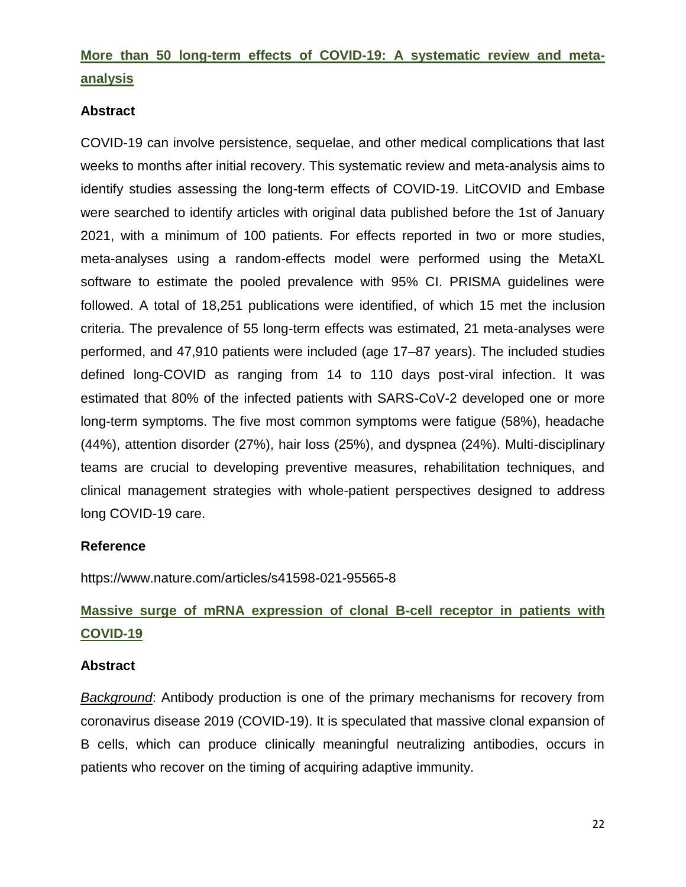## [More than 50 long-term effects of COVID-19: A systematic review and meta-analysis](https://www.nature.com/articles/s41598-021-95565-8)

### Abstract

COVID-19 can involve persistence, sequelae, and other medical complications that last weeks to months after initial recovery. This systematic review and meta-analysis aims to identify studies assessing the long-term effects of COVID-19. LitCOVID and Embase were searched to identify articles with original data published before the 1st of January 2021, with a minimum of 100 patients. For effects reported in two or more studies, meta-analyses using a random-effects model were performed using the MetaXL software to estimate the pooled prevalence with 95% CI. PRISMA guidelines were followed. A total of 18,251 publications were identified, of which 15 met the inclusion criteria. The prevalence of 55 long-term effects was estimated, 21 meta-analyses were performed, and 47,910 patients were included (age 17–87 years). The included studies defined long-COVID as ranging from 14 to 110 days post-viral infection. It was estimated that 80% of the infected patients with SARS-CoV-2 developed one or more long-term symptoms. The five most common symptoms were fatigue (58%), headache (44%), attention disorder (27%), hair loss (25%), and dyspnea (24%). Multi-disciplinary teams are crucial to developing preventive measures, rehabilitation techniques, and clinical management strategies with whole-patient perspectives designed to address long COVID-19 care.

### Reference

https://www.nature.com/articles/s41598-021-95565-8

## Massive surge of mRNA expression of clonal B-cell receptor in patients with COVID-19

### Abstract

***Background***: Antibody production is one of the primary mechanisms for recovery from coronavirus disease 2019 (COVID-19). It is speculated that massive clonal expansion of B cells, which can produce clinically meaningful neutralizing antibodies, occurs in patients who recover on the timing of acquiring adaptive immunity.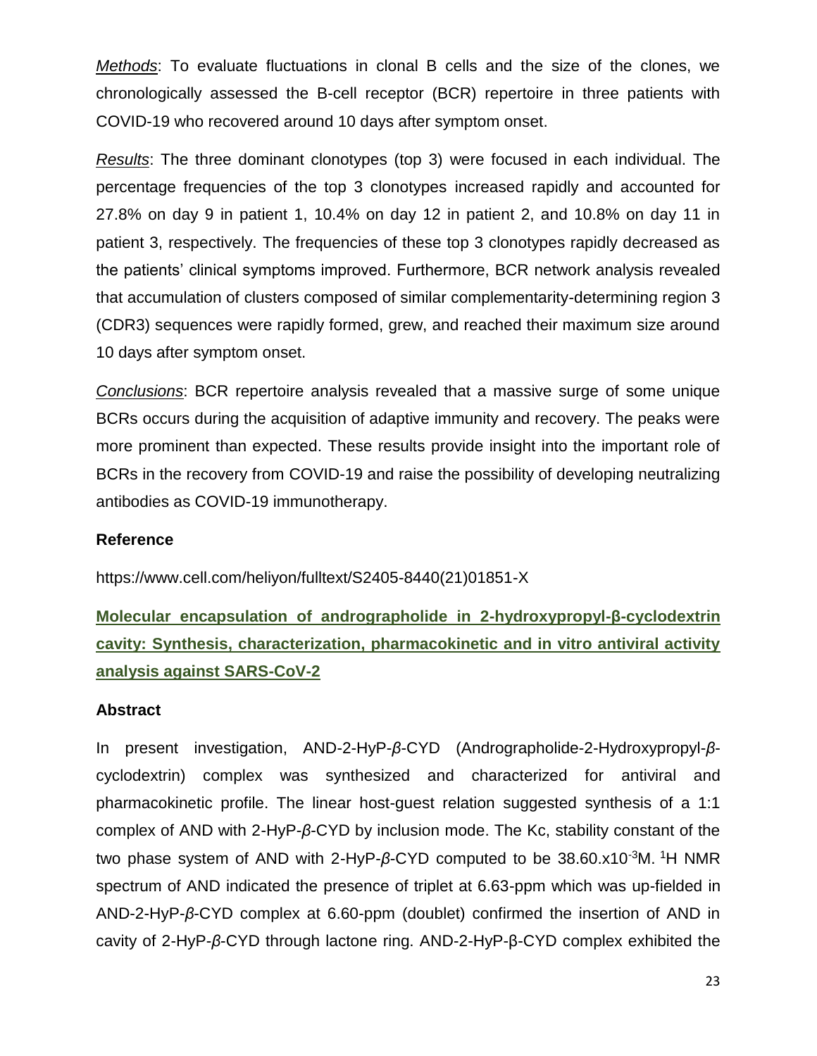*Methods*: To evaluate fluctuations in clonal B cells and the size of the clones, we chronologically assessed the B-cell receptor (BCR) repertoire in three patients with COVID-19 who recovered around 10 days after symptom onset.

*Results*: The three dominant clonotypes (top 3) were focused in each individual. The percentage frequencies of the top 3 clonotypes increased rapidly and accounted for 27.8% on day 9 in patient 1, 10.4% on day 12 in patient 2, and 10.8% on day 11 in patient 3, respectively. The frequencies of these top 3 clonotypes rapidly decreased as the patients' clinical symptoms improved. Furthermore, BCR network analysis revealed that accumulation of clusters composed of similar complementarity-determining region 3 (CDR3) sequences were rapidly formed, grew, and reached their maximum size around 10 days after symptom onset.

*Conclusions*: BCR repertoire analysis revealed that a massive surge of some unique BCRs occurs during the acquisition of adaptive immunity and recovery. The peaks were more prominent than expected. These results provide insight into the important role of BCRs in the recovery from COVID-19 and raise the possibility of developing neutralizing antibodies as COVID-19 immunotherapy.

### Reference

https://www.cell.com/heliyon/fulltext/S2405-8440(21)01851-X

## Molecular encapsulation of andrographolide in 2-hydroxypropyl-β-cyclodextrin cavity: Synthesis, characterization, pharmacokinetic and in vitro antiviral activity analysis against SARS-CoV-2

### Abstract

In present investigation, AND-2-HyP-*β*-CYD (Andrographolide-2-Hydroxypropyl-*β*-cyclodextrin) complex was synthesized and characterized for antiviral and pharmacokinetic profile. The linear host-guest relation suggested synthesis of a 1:1 complex of AND with 2-HyP-*β*-CYD by inclusion mode. The Kc, stability constant of the two phase system of AND with 2-HyP-*β*-CYD computed to be $38.60 \times 10^{-3}$M. $^{1}$H NMR spectrum of AND indicated the presence of triplet at 6.63-ppm which was up-fielded in AND-2-HyP-*β*-CYD complex at 6.60-ppm (doublet) confirmed the insertion of AND in cavity of 2-HyP-*β*-CYD through lactone ring. AND-2-HyP-β-CYD complex exhibited the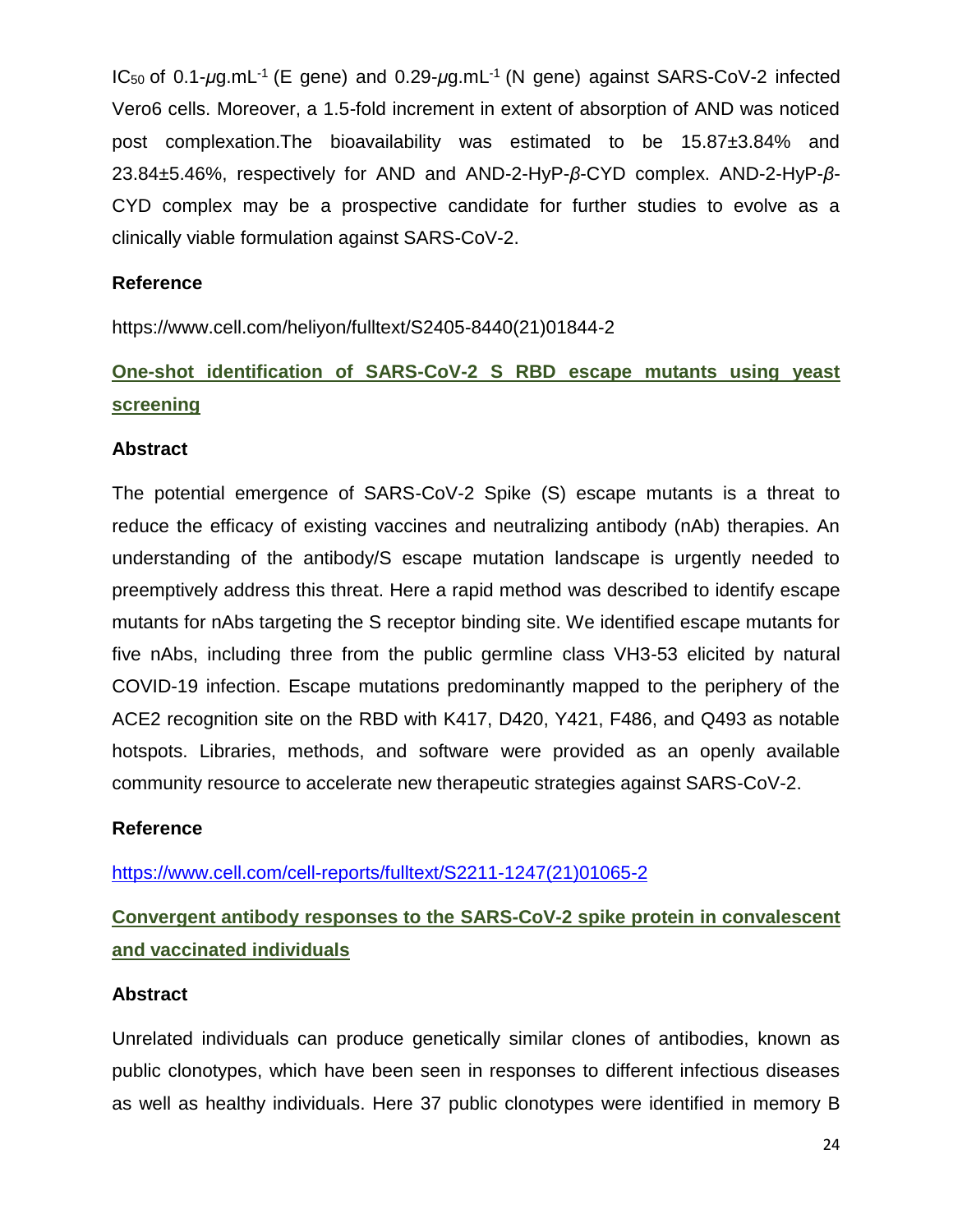$IC_{50}$ of 0.1-$\mu$g.mL$^{-1}$ (E gene) and 0.29-$\mu$g.mL$^{-1}$ (N gene) against SARS-CoV-2 infected Vero6 cells. Moreover, a 1.5-fold increment in extent of absorption of AND was noticed post complexation.The bioavailability was estimated to be 15.87±3.84% and 23.84±5.46%, respectively for AND and AND-2-HyP-*β*-CYD complex. AND-2-HyP-*β*-CYD complex may be a prospective candidate for further studies to evolve as a clinically viable formulation against SARS-CoV-2.

**Reference**

https://www.cell.com/heliyon/fulltext/S2405-8440(21)01844-2

## One-shot identification of SARS-CoV-2 S RBD escape mutants using yeast screening

**Abstract**

The potential emergence of SARS-CoV-2 Spike (S) escape mutants is a threat to reduce the efficacy of existing vaccines and neutralizing antibody (nAb) therapies. An understanding of the antibody/S escape mutation landscape is urgently needed to preemptively address this threat. Here a rapid method was described to identify escape mutants for nAbs targeting the S receptor binding site. We identified escape mutants for five nAbs, including three from the public germline class VH3-53 elicited by natural COVID-19 infection. Escape mutations predominantly mapped to the periphery of the ACE2 recognition site on the RBD with K417, D420, Y421, F486, and Q493 as notable hotspots. Libraries, methods, and software were provided as an openly available community resource to accelerate new therapeutic strategies against SARS-CoV-2.

**Reference**

https://www.cell.com/cell-reports/fulltext/S2211-1247(21)01065-2

## Convergent antibody responses to the SARS-CoV-2 spike protein in convalescent and vaccinated individuals

**Abstract**

Unrelated individuals can produce genetically similar clones of antibodies, known as public clonotypes, which have been seen in responses to different infectious diseases as well as healthy individuals. Here 37 public clonotypes were identified in memory B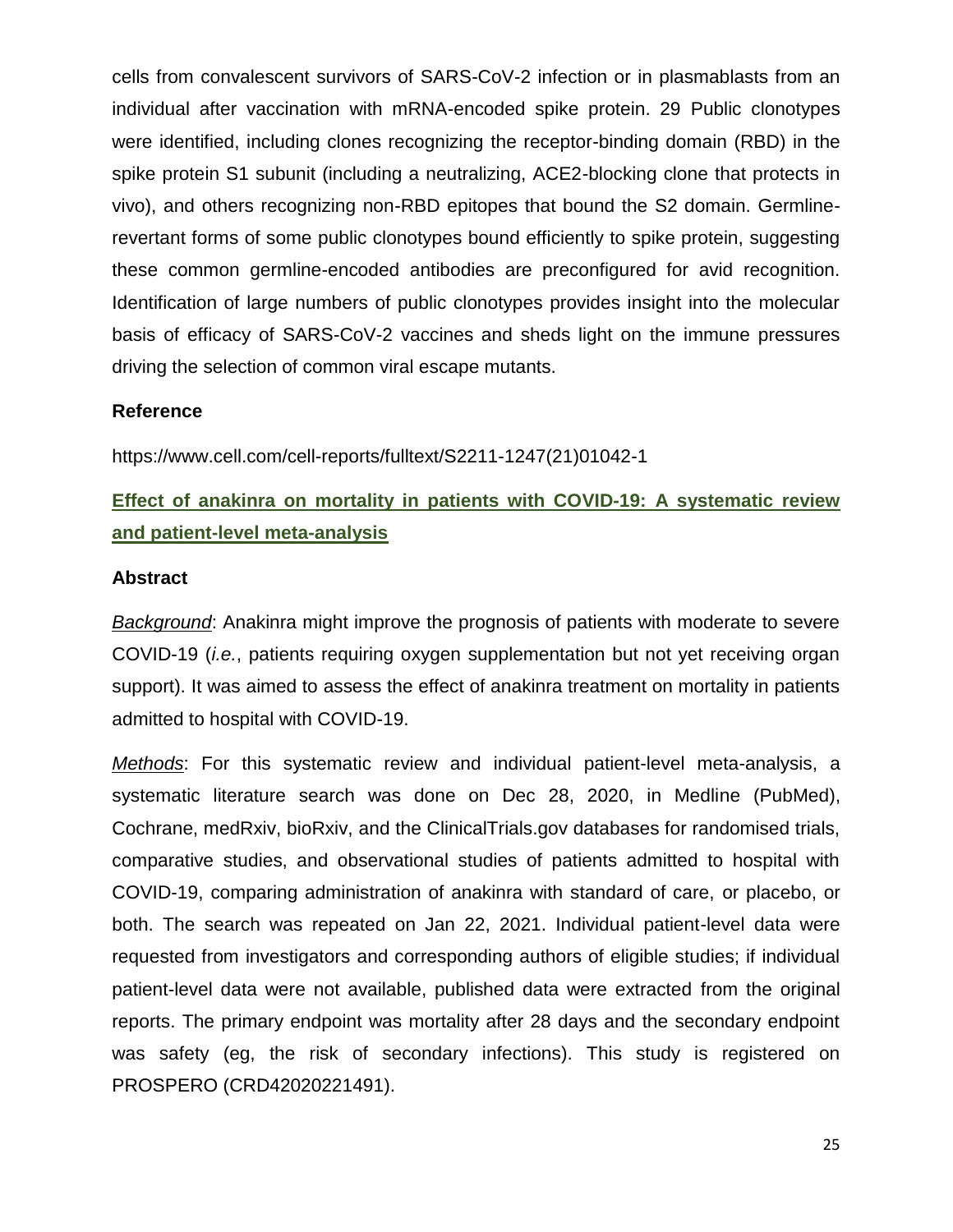cells from convalescent survivors of SARS-CoV-2 infection or in plasmablasts from an individual after vaccination with mRNA-encoded spike protein. 29 Public clonotypes were identified, including clones recognizing the receptor-binding domain (RBD) in the spike protein S1 subunit (including a neutralizing, ACE2-blocking clone that protects in vivo), and others recognizing non-RBD epitopes that bound the S2 domain. Germline-revertant forms of some public clonotypes bound efficiently to spike protein, suggesting these common germline-encoded antibodies are preconfigured for avid recognition. Identification of large numbers of public clonotypes provides insight into the molecular basis of efficacy of SARS-CoV-2 vaccines and sheds light on the immune pressures driving the selection of common viral escape mutants.

**Reference**

https://www.cell.com/cell-reports/fulltext/S2211-1247(21)01042-1

## Effect of anakinra on mortality in patients with COVID-19: A systematic review and patient-level meta-analysis

**Abstract**

*Background*: Anakinra might improve the prognosis of patients with moderate to severe COVID-19 (*i.e.*, patients requiring oxygen supplementation but not yet receiving organ support). It was aimed to assess the effect of anakinra treatment on mortality in patients admitted to hospital with COVID-19.

*Methods*: For this systematic review and individual patient-level meta-analysis, a systematic literature search was done on Dec 28, 2020, in Medline (PubMed), Cochrane, medRxiv, bioRxiv, and the ClinicalTrials.gov databases for randomised trials, comparative studies, and observational studies of patients admitted to hospital with COVID-19, comparing administration of anakinra with standard of care, or placebo, or both. The search was repeated on Jan 22, 2021. Individual patient-level data were requested from investigators and corresponding authors of eligible studies; if individual patient-level data were not available, published data were extracted from the original reports. The primary endpoint was mortality after 28 days and the secondary endpoint was safety (eg, the risk of secondary infections). This study is registered on PROSPERO (CRD42020221491).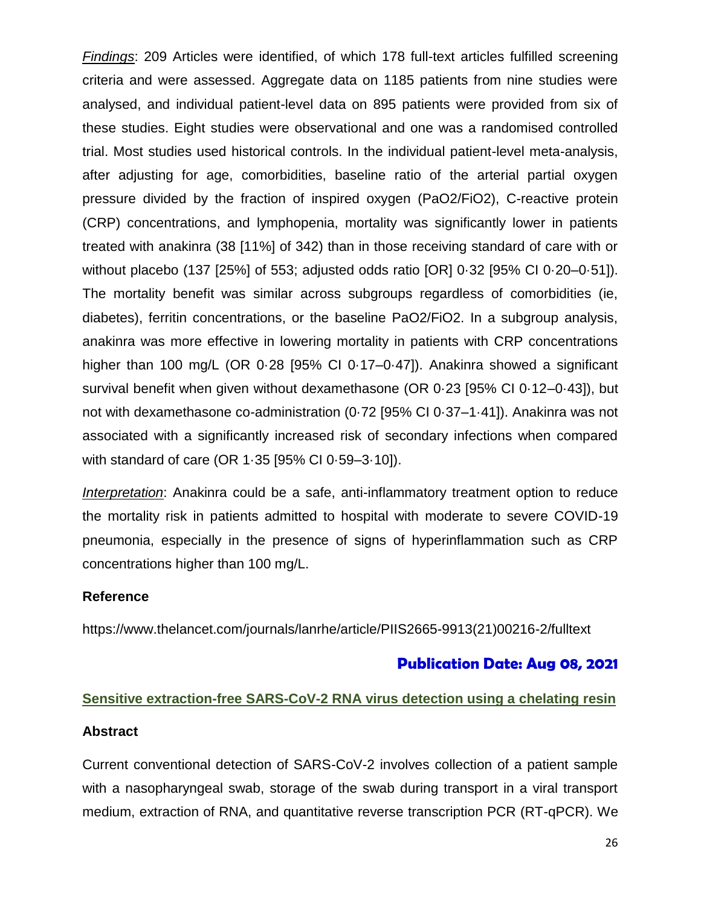*Findings*: 209 Articles were identified, of which 178 full-text articles fulfilled screening criteria and were assessed. Aggregate data on 1185 patients from nine studies were analysed, and individual patient-level data on 895 patients were provided from six of these studies. Eight studies were observational and one was a randomised controlled trial. Most studies used historical controls. In the individual patient-level meta-analysis, after adjusting for age, comorbidities, baseline ratio of the arterial partial oxygen pressure divided by the fraction of inspired oxygen ($PaO_2/FiO_2$), C-reactive protein (CRP) concentrations, and lymphopenia, mortality was significantly lower in patients treated with anakinra (38 [11%] of 342) than in those receiving standard of care with or without placebo (137 [25%] of 553; adjusted odds ratio [OR] 0·32 [95% CI 0·20–0·51]). The mortality benefit was similar across subgroups regardless of comorbidities (ie, diabetes), ferritin concentrations, or the baseline $PaO_2/FiO_2$. In a subgroup analysis, anakinra was more effective in lowering mortality in patients with CRP concentrations higher than 100 mg/L (OR 0·28 [95% CI 0·17–0·47]). Anakinra showed a significant survival benefit when given without dexamethasone (OR 0·23 [95% CI 0·12–0·43]), but not with dexamethasone co-administration (0·72 [95% CI 0·37–1·41]). Anakinra was not associated with a significantly increased risk of secondary infections when compared with standard of care (OR 1·35 [95% CI 0·59–3·10]).

*Interpretation*: Anakinra could be a safe, anti-inflammatory treatment option to reduce the mortality risk in patients admitted to hospital with moderate to severe COVID-19 pneumonia, especially in the presence of signs of hyperinflammation such as CRP concentrations higher than 100 mg/L.

**Reference**

https://www.thelancet.com/journals/lanrhe/article/PIIS2665-9913(21)00216-2/fulltext

**Publication Date: Aug 08, 2021**

## Sensitive extraction-free SARS-CoV-2 RNA virus detection using a chelating resin

**Abstract**

Current conventional detection of SARS-CoV-2 involves collection of a patient sample with a nasopharyngeal swab, storage of the swab during transport in a viral transport medium, extraction of RNA, and quantitative reverse transcription PCR (RT-qPCR). We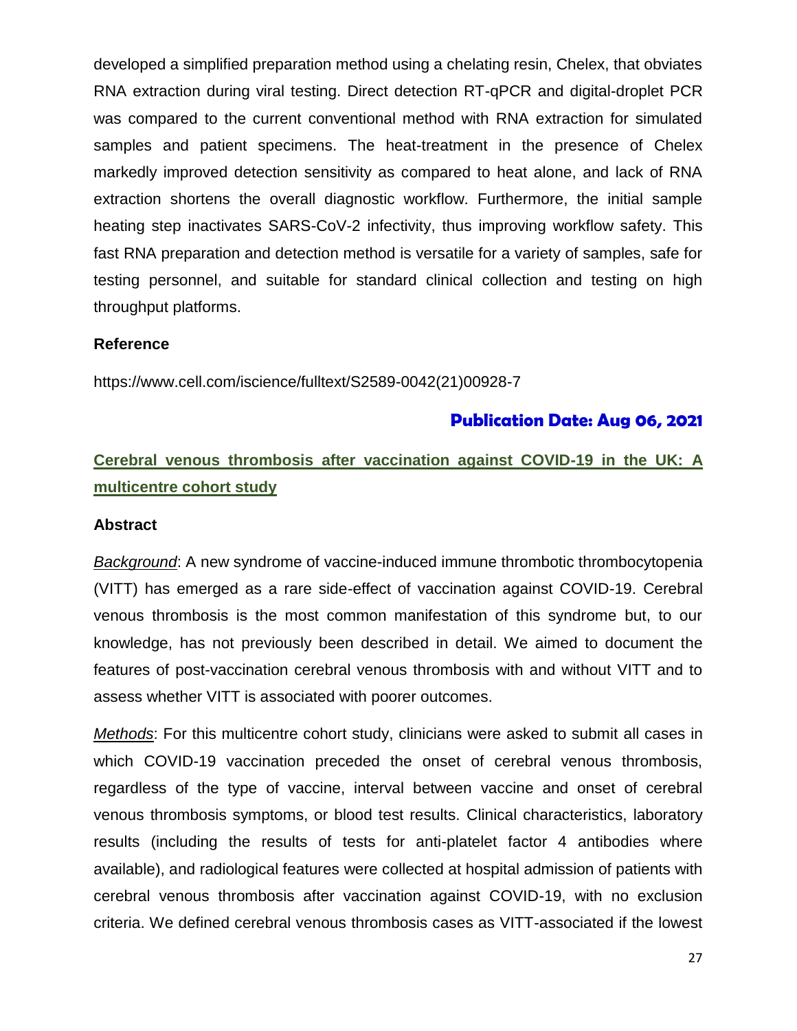developed a simplified preparation method using a chelating resin, Chelex, that obviates RNA extraction during viral testing. Direct detection RT-qPCR and digital-droplet PCR was compared to the current conventional method with RNA extraction for simulated samples and patient specimens. The heat-treatment in the presence of Chelex markedly improved detection sensitivity as compared to heat alone, and lack of RNA extraction shortens the overall diagnostic workflow. Furthermore, the initial sample heating step inactivates SARS-CoV-2 infectivity, thus improving workflow safety. This fast RNA preparation and detection method is versatile for a variety of samples, safe for testing personnel, and suitable for standard clinical collection and testing on high throughput platforms.

**Reference**

https://www.cell.com/iscience/fulltext/S2589-0042(21)00928-7

**Publication Date: Aug 06, 2021**

## Cerebral venous thrombosis after vaccination against COVID-19 in the UK: A multicentre cohort study

**Abstract**

*Background*: A new syndrome of vaccine-induced immune thrombotic thrombocytopenia (VITT) has emerged as a rare side-effect of vaccination against COVID-19. Cerebral venous thrombosis is the most common manifestation of this syndrome but, to our knowledge, has not previously been described in detail. We aimed to document the features of post-vaccination cerebral venous thrombosis with and without VITT and to assess whether VITT is associated with poorer outcomes.

*Methods*: For this multicentre cohort study, clinicians were asked to submit all cases in which COVID-19 vaccination preceded the onset of cerebral venous thrombosis, regardless of the type of vaccine, interval between vaccine and onset of cerebral venous thrombosis symptoms, or blood test results. Clinical characteristics, laboratory results (including the results of tests for anti-platelet factor 4 antibodies where available), and radiological features were collected at hospital admission of patients with cerebral venous thrombosis after vaccination against COVID-19, with no exclusion criteria. We defined cerebral venous thrombosis cases as VITT-associated if the lowest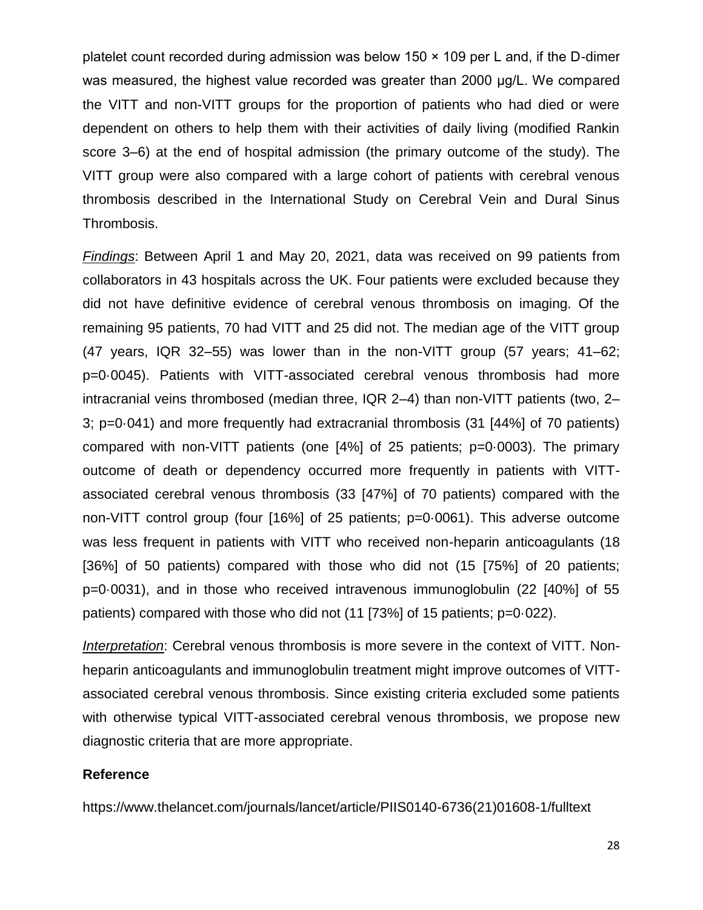platelet count recorded during admission was below 150 × 109 per L and, if the D-dimer was measured, the highest value recorded was greater than 2000 μg/L. We compared the VITT and non-VITT groups for the proportion of patients who had died or were dependent on others to help them with their activities of daily living (modified Rankin score 3–6) at the end of hospital admission (the primary outcome of the study). The VITT group were also compared with a large cohort of patients with cerebral venous thrombosis described in the International Study on Cerebral Vein and Dural Sinus Thrombosis.

*Findings*: Between April 1 and May 20, 2021, data was received on 99 patients from collaborators in 43 hospitals across the UK. Four patients were excluded because they did not have definitive evidence of cerebral venous thrombosis on imaging. Of the remaining 95 patients, 70 had VITT and 25 did not. The median age of the VITT group (47 years, IQR 32–55) was lower than in the non-VITT group (57 years; 41–62; p=0·0045). Patients with VITT-associated cerebral venous thrombosis had more intracranial veins thrombosed (median three, IQR 2–4) than non-VITT patients (two, 2–3; p=0·041) and more frequently had extracranial thrombosis (31 [44%] of 70 patients) compared with non-VITT patients (one [4%] of 25 patients; p=0·0003). The primary outcome of death or dependency occurred more frequently in patients with VITT-associated cerebral venous thrombosis (33 [47%] of 70 patients) compared with the non-VITT control group (four [16%] of 25 patients; p=0·0061). This adverse outcome was less frequent in patients with VITT who received non-heparin anticoagulants (18 [36%] of 50 patients) compared with those who did not (15 [75%] of 20 patients; p=0·0031), and in those who received intravenous immunoglobulin (22 [40%] of 55 patients) compared with those who did not (11 [73%] of 15 patients; p=0·022).

*Interpretation*: Cerebral venous thrombosis is more severe in the context of VITT. Non-heparin anticoagulants and immunoglobulin treatment might improve outcomes of VITT-associated cerebral venous thrombosis. Since existing criteria excluded some patients with otherwise typical VITT-associated cerebral venous thrombosis, we propose new diagnostic criteria that are more appropriate.

**Reference**

https://www.thelancet.com/journals/lancet/article/PIIS0140-6736(21)01608-1/fulltext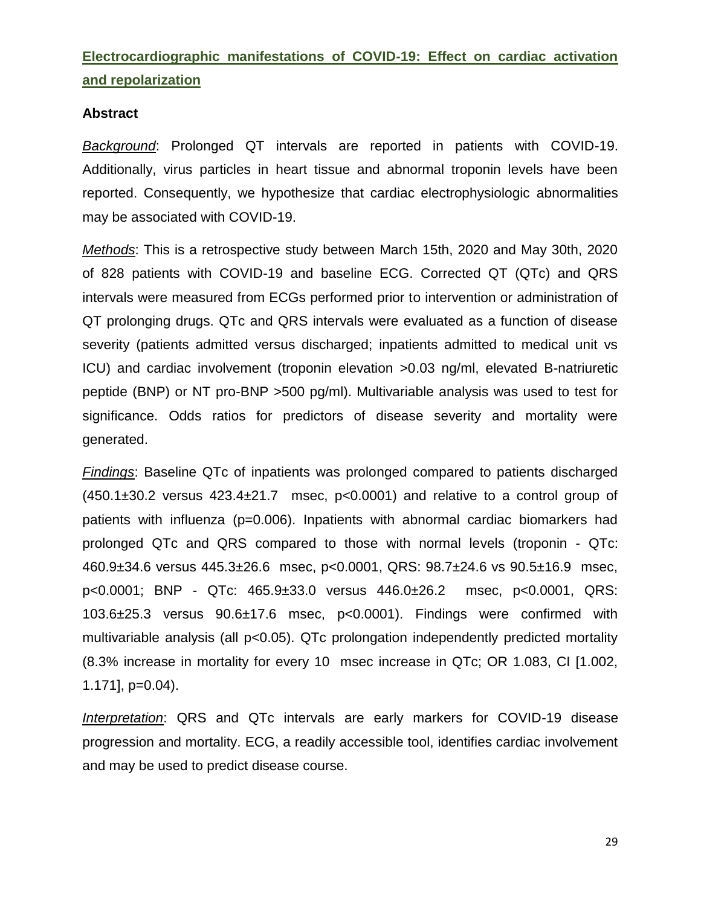## Electrocardiographic manifestations of COVID-19: Effect on cardiac activation and repolarization

### Abstract

*Background*: Prolonged QT intervals are reported in patients with COVID-19. Additionally, virus particles in heart tissue and abnormal troponin levels have been reported. Consequently, we hypothesize that cardiac electrophysiologic abnormalities may be associated with COVID-19.

*Methods*: This is a retrospective study between March 15th, 2020 and May 30th, 2020 of 828 patients with COVID-19 and baseline ECG. Corrected QT (QTc) and QRS intervals were measured from ECGs performed prior to intervention or administration of QT prolonging drugs. QTc and QRS intervals were evaluated as a function of disease severity (patients admitted versus discharged; inpatients admitted to medical unit vs ICU) and cardiac involvement (troponin elevation >0.03 ng/ml, elevated B-natriuretic peptide (BNP) or NT pro-BNP >500 pg/ml). Multivariable analysis was used to test for significance. Odds ratios for predictors of disease severity and mortality were generated.

*Findings*: Baseline QTc of inpatients was prolonged compared to patients discharged (450.1±30.2 versus 423.4±21.7 msec, $p<0.0001$) and relative to a control group of patients with influenza ($p=0.006$). Inpatients with abnormal cardiac biomarkers had prolonged QTc and QRS compared to those with normal levels (troponin - QTc: 460.9±34.6 versus 445.3±26.6 msec, $p<0.0001$, QRS: 98.7±24.6 vs 90.5±16.9 msec, $p<0.0001$; BNP - QTc: 465.9±33.0 versus 446.0±26.2 msec, $p<0.0001$, QRS: 103.6±25.3 versus 90.6±17.6 msec, $p<0.0001$). Findings were confirmed with multivariable analysis (all $p<0.05$). QTc prolongation independently predicted mortality (8.3% increase in mortality for every 10 msec increase in QTc; OR 1.083, CI [1.002, 1.171], $p=0.04$).

*Interpretation*: QRS and QTc intervals are early markers for COVID-19 disease progression and mortality. ECG, a readily accessible tool, identifies cardiac involvement and may be used to predict disease course.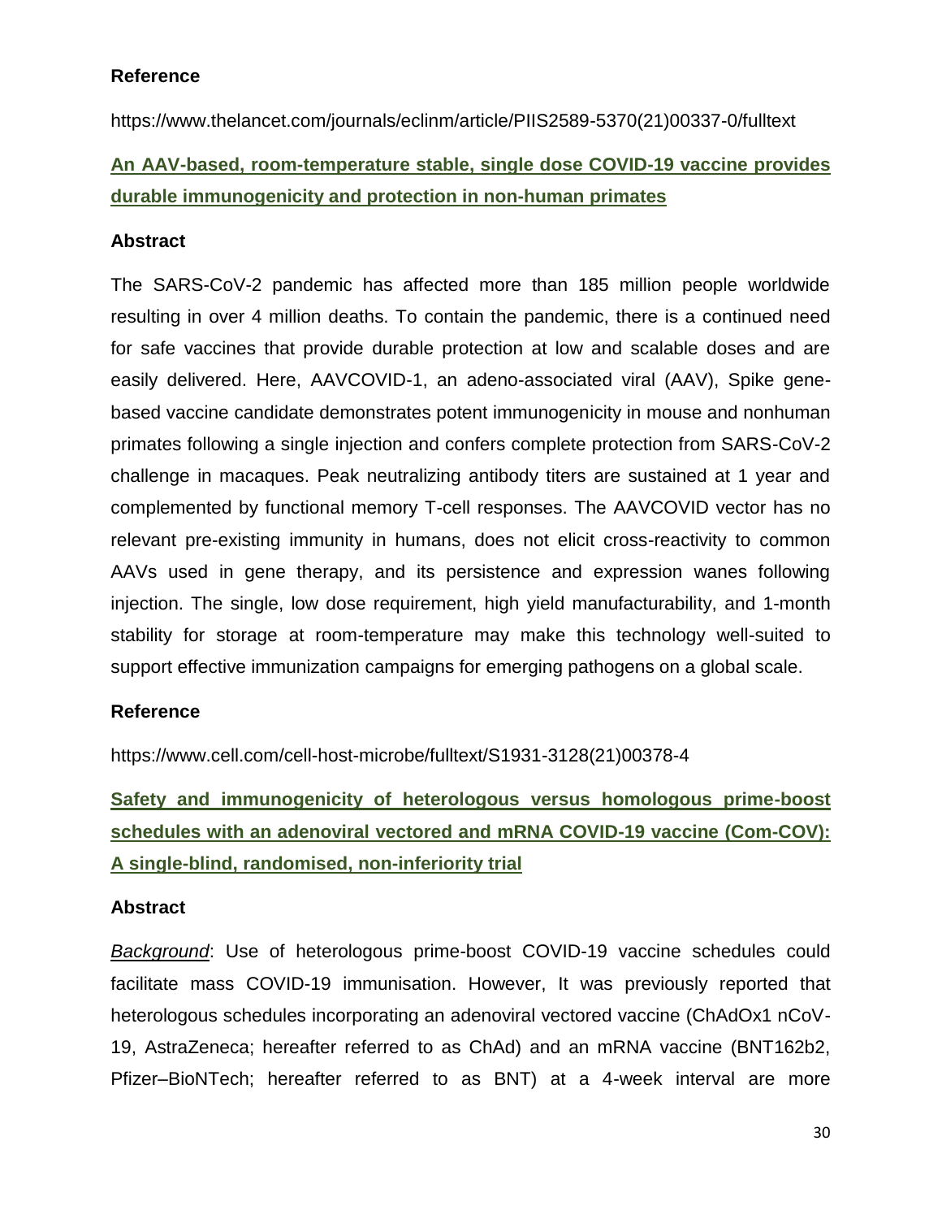**Reference**

https://www.thelancet.com/journals/eclinm/article/PIIS2589-5370(21)00337-0/fulltext

**An AAV-based, room-temperature stable, single dose COVID-19 vaccine provides durable immunogenicity and protection in non-human primates**

**Abstract**

The SARS-CoV-2 pandemic has affected more than 185 million people worldwide resulting in over 4 million deaths. To contain the pandemic, there is a continued need for safe vaccines that provide durable protection at low and scalable doses and are easily delivered. Here, AAVCOVID-1, an adeno-associated viral (AAV), Spike gene-based vaccine candidate demonstrates potent immunogenicity in mouse and nonhuman primates following a single injection and confers complete protection from SARS-CoV-2 challenge in macaques. Peak neutralizing antibody titers are sustained at 1 year and complemented by functional memory T-cell responses. The AAVCOVID vector has no relevant pre-existing immunity in humans, does not elicit cross-reactivity to common AAVs used in gene therapy, and its persistence and expression wanes following injection. The single, low dose requirement, high yield manufacturability, and 1-month stability for storage at room-temperature may make this technology well-suited to support effective immunization campaigns for emerging pathogens on a global scale.

**Reference**

https://www.cell.com/cell-host-microbe/fulltext/S1931-3128(21)00378-4

**Safety and immunogenicity of heterologous versus homologous prime-boost schedules with an adenoviral vectored and mRNA COVID-19 vaccine (Com-COV): A single-blind, randomised, non-inferiority trial**

**Abstract**

*Background*: Use of heterologous prime-boost COVID-19 vaccine schedules could facilitate mass COVID-19 immunisation. However, It was previously reported that heterologous schedules incorporating an adenoviral vectored vaccine (ChAdOx1 nCoV-19, AstraZeneca; hereafter referred to as ChAd) and an mRNA vaccine (BNT162b2, Pfizer–BioNTech; hereafter referred to as BNT) at a 4-week interval are more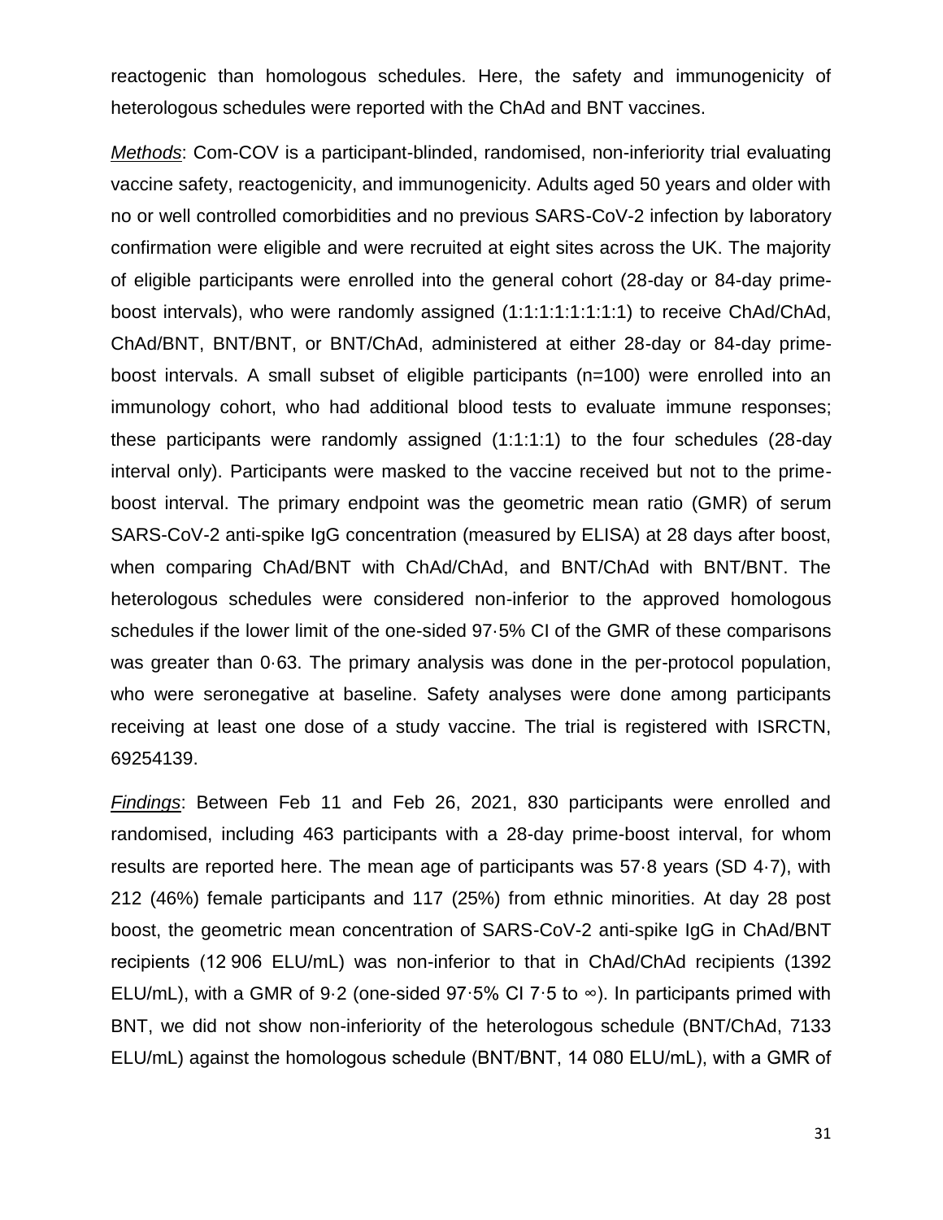reactogenic than homologous schedules. Here, the safety and immunogenicity of heterologous schedules were reported with the ChAd and BNT vaccines.

*Methods*: Com-COV is a participant-blinded, randomised, non-inferiority trial evaluating vaccine safety, reactogenicity, and immunogenicity. Adults aged 50 years and older with no or well controlled comorbidities and no previous SARS-CoV-2 infection by laboratory confirmation were eligible and were recruited at eight sites across the UK. The majority of eligible participants were enrolled into the general cohort (28-day or 84-day prime-boost intervals), who were randomly assigned (1:1:1:1:1:1:1:1) to receive ChAd/ChAd, ChAd/BNT, BNT/BNT, or BNT/ChAd, administered at either 28-day or 84-day prime-boost intervals. A small subset of eligible participants (n=100) were enrolled into an immunology cohort, who had additional blood tests to evaluate immune responses; these participants were randomly assigned (1:1:1:1) to the four schedules (28-day interval only). Participants were masked to the vaccine received but not to the prime-boost interval. The primary endpoint was the geometric mean ratio (GMR) of serum SARS-CoV-2 anti-spike IgG concentration (measured by ELISA) at 28 days after boost, when comparing ChAd/BNT with ChAd/ChAd, and BNT/ChAd with BNT/BNT. The heterologous schedules were considered non-inferior to the approved homologous schedules if the lower limit of the one-sided 97·5% CI of the GMR of these comparisons was greater than 0·63. The primary analysis was done in the per-protocol population, who were seronegative at baseline. Safety analyses were done among participants receiving at least one dose of a study vaccine. The trial is registered with ISRCTN, 69254139.

*Findings*: Between Feb 11 and Feb 26, 2021, 830 participants were enrolled and randomised, including 463 participants with a 28-day prime-boost interval, for whom results are reported here. The mean age of participants was 57·8 years (SD 4·7), with 212 (46%) female participants and 117 (25%) from ethnic minorities. At day 28 post boost, the geometric mean concentration of SARS-CoV-2 anti-spike IgG in ChAd/BNT recipients (12 906 ELU/mL) was non-inferior to that in ChAd/ChAd recipients (1392 ELU/mL), with a GMR of 9·2 (one-sided 97·5% CI 7·5 to ∞). In participants primed with BNT, we did not show non-inferiority of the heterologous schedule (BNT/ChAd, 7133 ELU/mL) against the homologous schedule (BNT/BNT, 14 080 ELU/mL), with a GMR of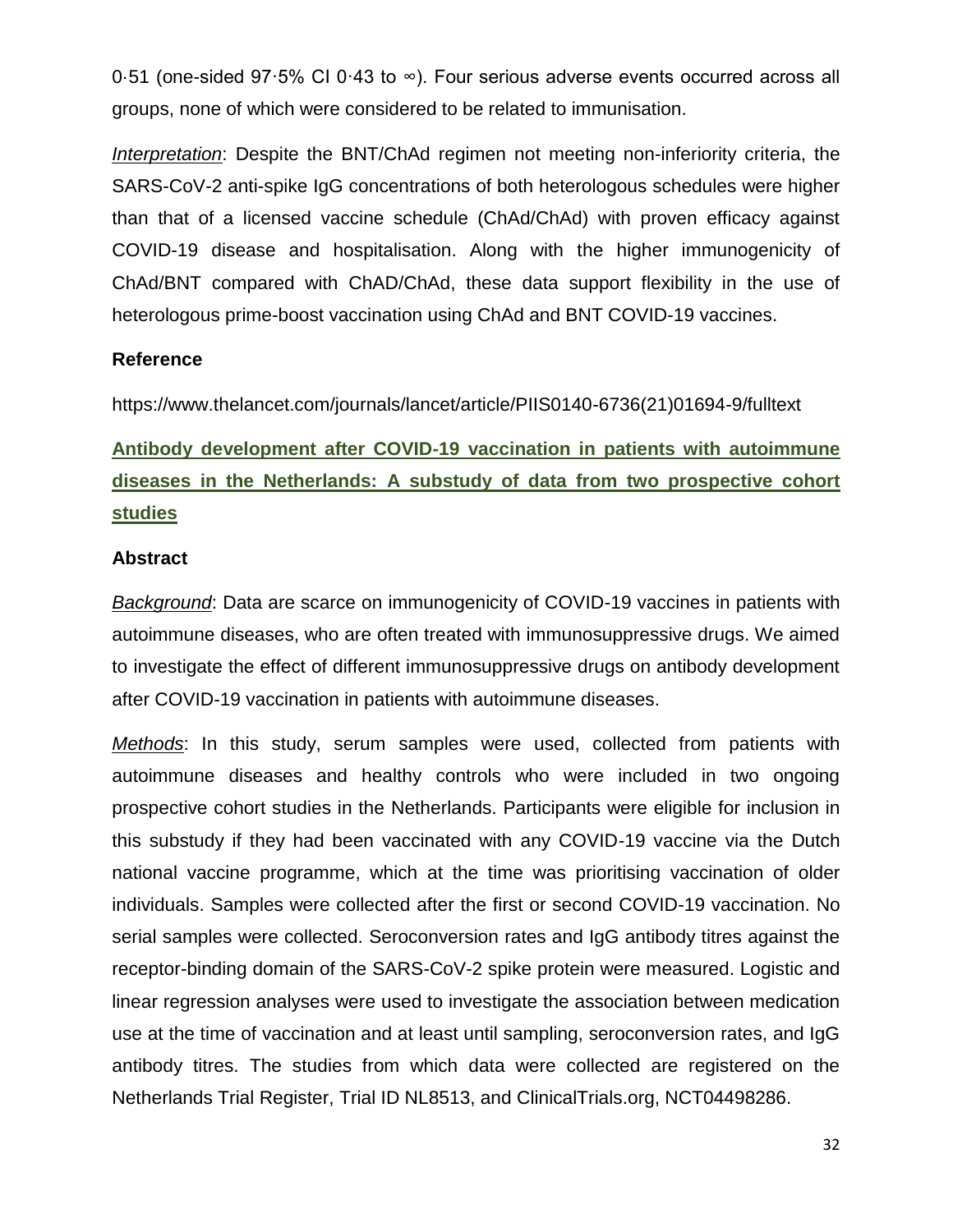0·51 (one-sided 97·5% CI 0·43 to ∞). Four serious adverse events occurred across all groups, none of which were considered to be related to immunisation.

*Interpretation*: Despite the BNT/ChAd regimen not meeting non-inferiority criteria, the SARS-CoV-2 anti-spike IgG concentrations of both heterologous schedules were higher than that of a licensed vaccine schedule (ChAd/ChAd) with proven efficacy against COVID-19 disease and hospitalisation. Along with the higher immunogenicity of ChAd/BNT compared with ChAD/ChAd, these data support flexibility in the use of heterologous prime-boost vaccination using ChAd and BNT COVID-19 vaccines.

**Reference**

https://www.thelancet.com/journals/lancet/article/PIIS0140-6736(21)01694-9/fulltext

## Antibody development after COVID-19 vaccination in patients with autoimmune diseases in the Netherlands: A substudy of data from two prospective cohort studies

**Abstract**

*Background*: Data are scarce on immunogenicity of COVID-19 vaccines in patients with autoimmune diseases, who are often treated with immunosuppressive drugs. We aimed to investigate the effect of different immunosuppressive drugs on antibody development after COVID-19 vaccination in patients with autoimmune diseases.

*Methods*: In this study, serum samples were used, collected from patients with autoimmune diseases and healthy controls who were included in two ongoing prospective cohort studies in the Netherlands. Participants were eligible for inclusion in this substudy if they had been vaccinated with any COVID-19 vaccine via the Dutch national vaccine programme, which at the time was prioritising vaccination of older individuals. Samples were collected after the first or second COVID-19 vaccination. No serial samples were collected. Seroconversion rates and IgG antibody titres against the receptor-binding domain of the SARS-CoV-2 spike protein were measured. Logistic and linear regression analyses were used to investigate the association between medication use at the time of vaccination and at least until sampling, seroconversion rates, and IgG antibody titres. The studies from which data were collected are registered on the Netherlands Trial Register, Trial ID NL8513, and ClinicalTrials.org, NCT04498286.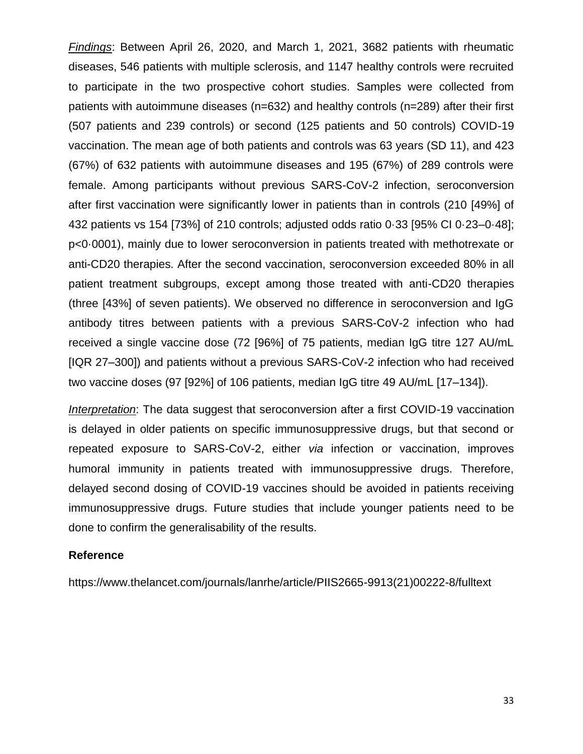*Findings*: Between April 26, 2020, and March 1, 2021, 3682 patients with rheumatic diseases, 546 patients with multiple sclerosis, and 1147 healthy controls were recruited to participate in the two prospective cohort studies. Samples were collected from patients with autoimmune diseases (n=632) and healthy controls (n=289) after their first (507 patients and 239 controls) or second (125 patients and 50 controls) COVID-19 vaccination. The mean age of both patients and controls was 63 years (SD 11), and 423 (67%) of 632 patients with autoimmune diseases and 195 (67%) of 289 controls were female. Among participants without previous SARS-CoV-2 infection, seroconversion after first vaccination were significantly lower in patients than in controls (210 [49%] of 432 patients vs 154 [73%] of 210 controls; adjusted odds ratio 0·33 [95% CI 0·23–0·48]; p<0·0001), mainly due to lower seroconversion in patients treated with methotrexate or anti-CD20 therapies. After the second vaccination, seroconversion exceeded 80% in all patient treatment subgroups, except among those treated with anti-CD20 therapies (three [43%] of seven patients). We observed no difference in seroconversion and IgG antibody titres between patients with a previous SARS-CoV-2 infection who had received a single vaccine dose (72 [96%] of 75 patients, median IgG titre 127 AU/mL [IQR 27–300]) and patients without a previous SARS-CoV-2 infection who had received two vaccine doses (97 [92%] of 106 patients, median IgG titre 49 AU/mL [17–134]).

*Interpretation*: The data suggest that seroconversion after a first COVID-19 vaccination is delayed in older patients on specific immunosuppressive drugs, but that second or repeated exposure to SARS-CoV-2, either *via* infection or vaccination, improves humoral immunity in patients treated with immunosuppressive drugs. Therefore, delayed second dosing of COVID-19 vaccines should be avoided in patients receiving immunosuppressive drugs. Future studies that include younger patients need to be done to confirm the generalisability of the results.

**Reference**

https://www.thelancet.com/journals/lanrhe/article/PIIS2665-9913(21)00222-8/fulltext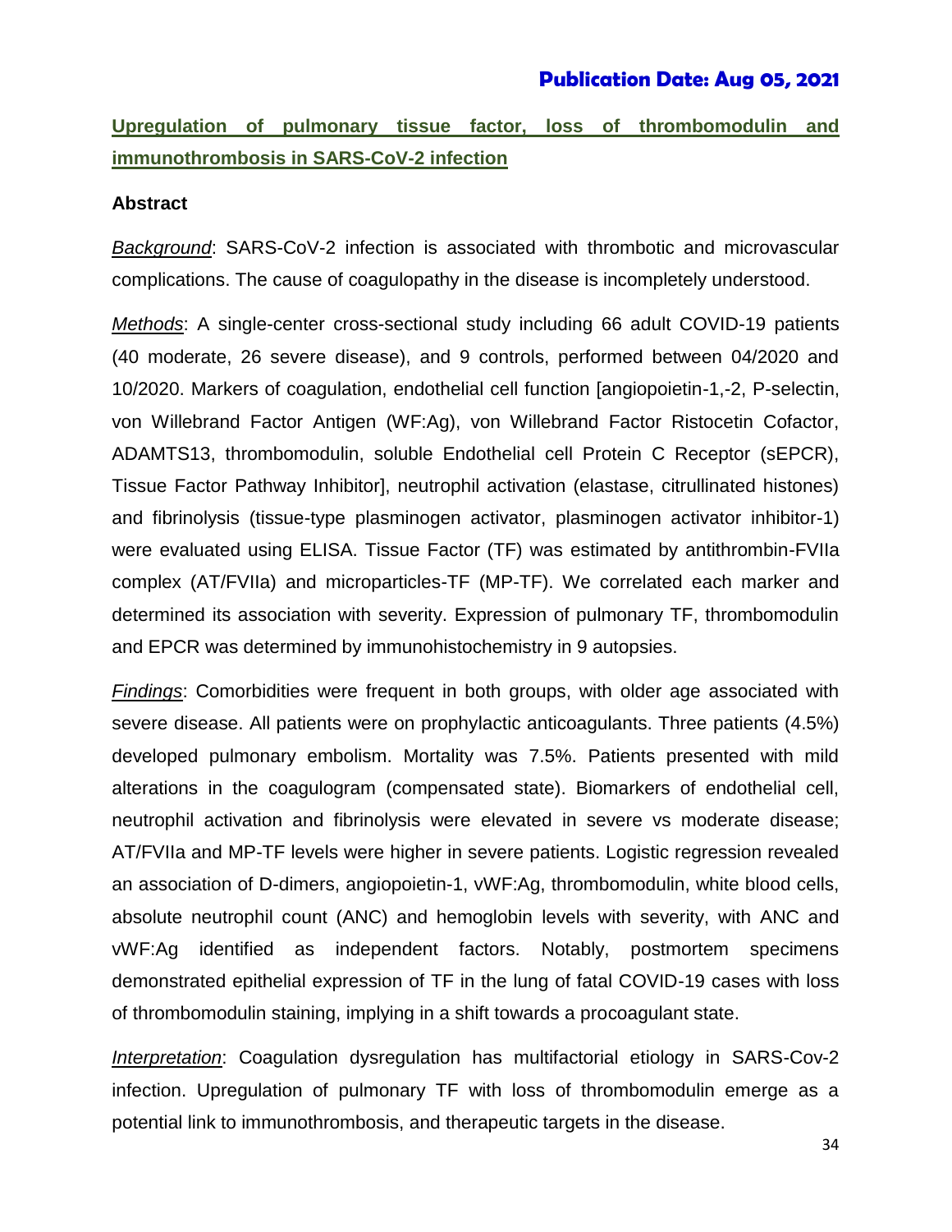**Publication Date: Aug 05, 2021**

## Upregulation of pulmonary tissue factor, loss of thrombomodulin and immunothrombosis in SARS-CoV-2 infection

### Abstract

*Background*: SARS-CoV-2 infection is associated with thrombotic and microvascular complications. The cause of coagulopathy in the disease is incompletely understood.

*Methods*: A single-center cross-sectional study including 66 adult COVID-19 patients (40 moderate, 26 severe disease), and 9 controls, performed between 04/2020 and 10/2020. Markers of coagulation, endothelial cell function [angiopoietin-1,-2, P-selectin, von Willebrand Factor Antigen (WF:Ag), von Willebrand Factor Ristocetin Cofactor, ADAMTS13, thrombomodulin, soluble Endothelial cell Protein C Receptor (sEPCR), Tissue Factor Pathway Inhibitor], neutrophil activation (elastase, citrullinated histones) and fibrinolysis (tissue-type plasminogen activator, plasminogen activator inhibitor-1) were evaluated using ELISA. Tissue Factor (TF) was estimated by antithrombin-FVIIa complex (AT/FVIIa) and microparticles-TF (MP-TF). We correlated each marker and determined its association with severity. Expression of pulmonary TF, thrombomodulin and EPCR was determined by immunohistochemistry in 9 autopsies.

*Findings*: Comorbidities were frequent in both groups, with older age associated with severe disease. All patients were on prophylactic anticoagulants. Three patients (4.5%) developed pulmonary embolism. Mortality was 7.5%. Patients presented with mild alterations in the coagulogram (compensated state). Biomarkers of endothelial cell, neutrophil activation and fibrinolysis were elevated in severe vs moderate disease; AT/FVIIa and MP-TF levels were higher in severe patients. Logistic regression revealed an association of D-dimers, angiopoietin-1, vWF:Ag, thrombomodulin, white blood cells, absolute neutrophil count (ANC) and hemoglobin levels with severity, with ANC and vWF:Ag identified as independent factors. Notably, postmortem specimens demonstrated epithelial expression of TF in the lung of fatal COVID-19 cases with loss of thrombomodulin staining, implying in a shift towards a procoagulant state.

*Interpretation*: Coagulation dysregulation has multifactorial etiology in SARS-Cov-2 infection. Upregulation of pulmonary TF with loss of thrombomodulin emerge as a potential link to immunothrombosis, and therapeutic targets in the disease.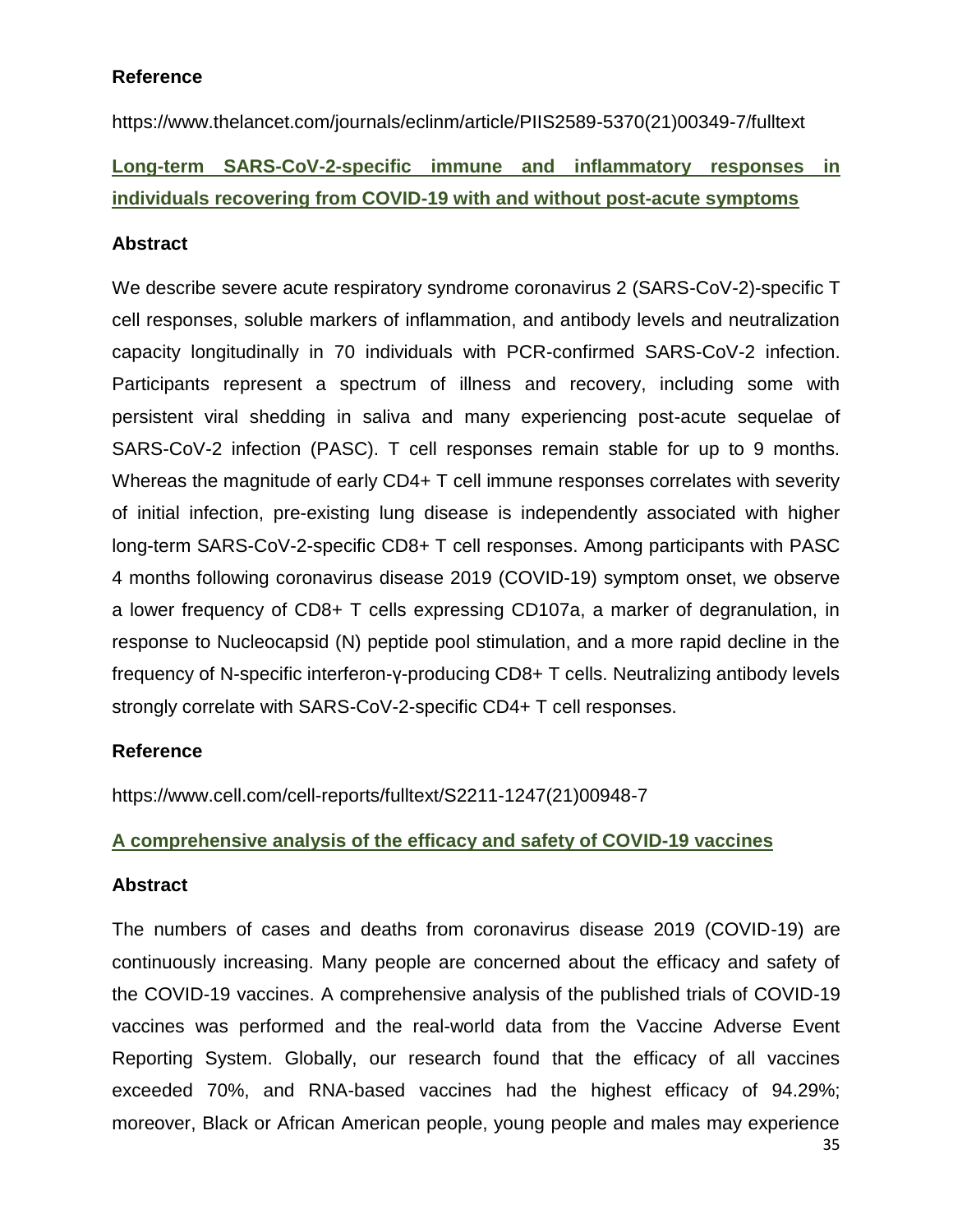**Reference**

https://www.thelancet.com/journals/eclinm/article/PIIS2589-5370(21)00349-7/fulltext

**Long-term SARS-CoV-2-specific immune and inflammatory responses in individuals recovering from COVID-19 with and without post-acute symptoms**

**Abstract**

We describe severe acute respiratory syndrome coronavirus 2 (SARS-CoV-2)-specific T cell responses, soluble markers of inflammation, and antibody levels and neutralization capacity longitudinally in 70 individuals with PCR-confirmed SARS-CoV-2 infection. Participants represent a spectrum of illness and recovery, including some with persistent viral shedding in saliva and many experiencing post-acute sequelae of SARS-CoV-2 infection (PASC). T cell responses remain stable for up to 9 months. Whereas the magnitude of early CD4+ T cell immune responses correlates with severity of initial infection, pre-existing lung disease is independently associated with higher long-term SARS-CoV-2-specific CD8+ T cell responses. Among participants with PASC 4 months following coronavirus disease 2019 (COVID-19) symptom onset, we observe a lower frequency of CD8+ T cells expressing CD107a, a marker of degranulation, in response to Nucleocapsid (N) peptide pool stimulation, and a more rapid decline in the frequency of N-specific interferon-γ-producing CD8+ T cells. Neutralizing antibody levels strongly correlate with SARS-CoV-2-specific CD4+ T cell responses.

**Reference**

https://www.cell.com/cell-reports/fulltext/S2211-1247(21)00948-7

**A comprehensive analysis of the efficacy and safety of COVID-19 vaccines**

**Abstract**

The numbers of cases and deaths from coronavirus disease 2019 (COVID-19) are continuously increasing. Many people are concerned about the efficacy and safety of the COVID-19 vaccines. A comprehensive analysis of the published trials of COVID-19 vaccines was performed and the real-world data from the Vaccine Adverse Event Reporting System. Globally, our research found that the efficacy of all vaccines exceeded 70%, and RNA-based vaccines had the highest efficacy of 94.29%; moreover, Black or African American people, young people and males may experience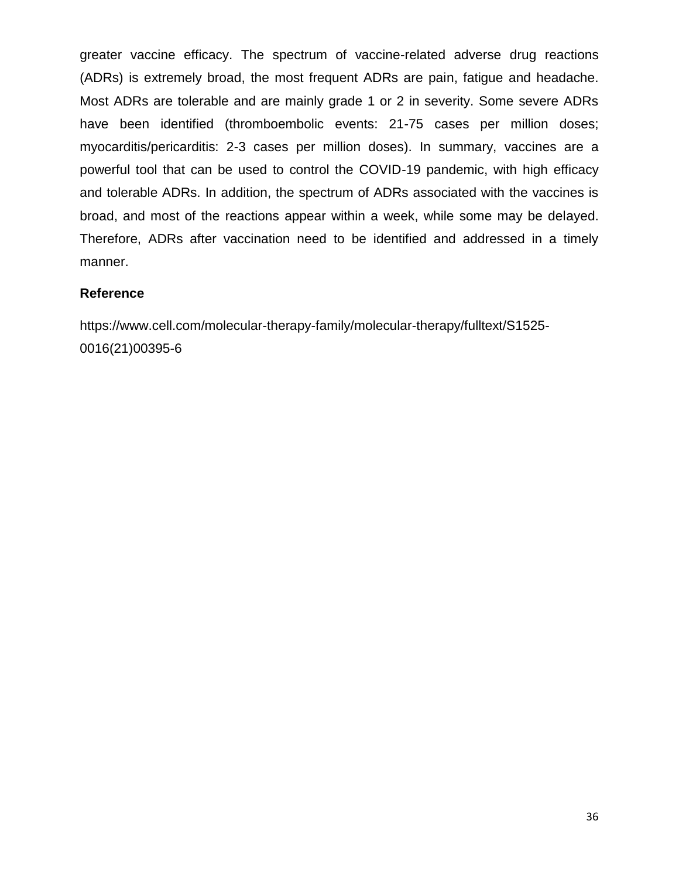greater vaccine efficacy. The spectrum of vaccine-related adverse drug reactions (ADRs) is extremely broad, the most frequent ADRs are pain, fatigue and headache. Most ADRs are tolerable and are mainly grade 1 or 2 in severity. Some severe ADRs have been identified (thromboembolic events: 21-75 cases per million doses; myocarditis/pericarditis: 2-3 cases per million doses). In summary, vaccines are a powerful tool that can be used to control the COVID-19 pandemic, with high efficacy and tolerable ADRs. In addition, the spectrum of ADRs associated with the vaccines is broad, and most of the reactions appear within a week, while some may be delayed. Therefore, ADRs after vaccination need to be identified and addressed in a timely manner.

**Reference**

https://www.cell.com/molecular-therapy-family/molecular-therapy/fulltext/S1525-0016(21)00395-6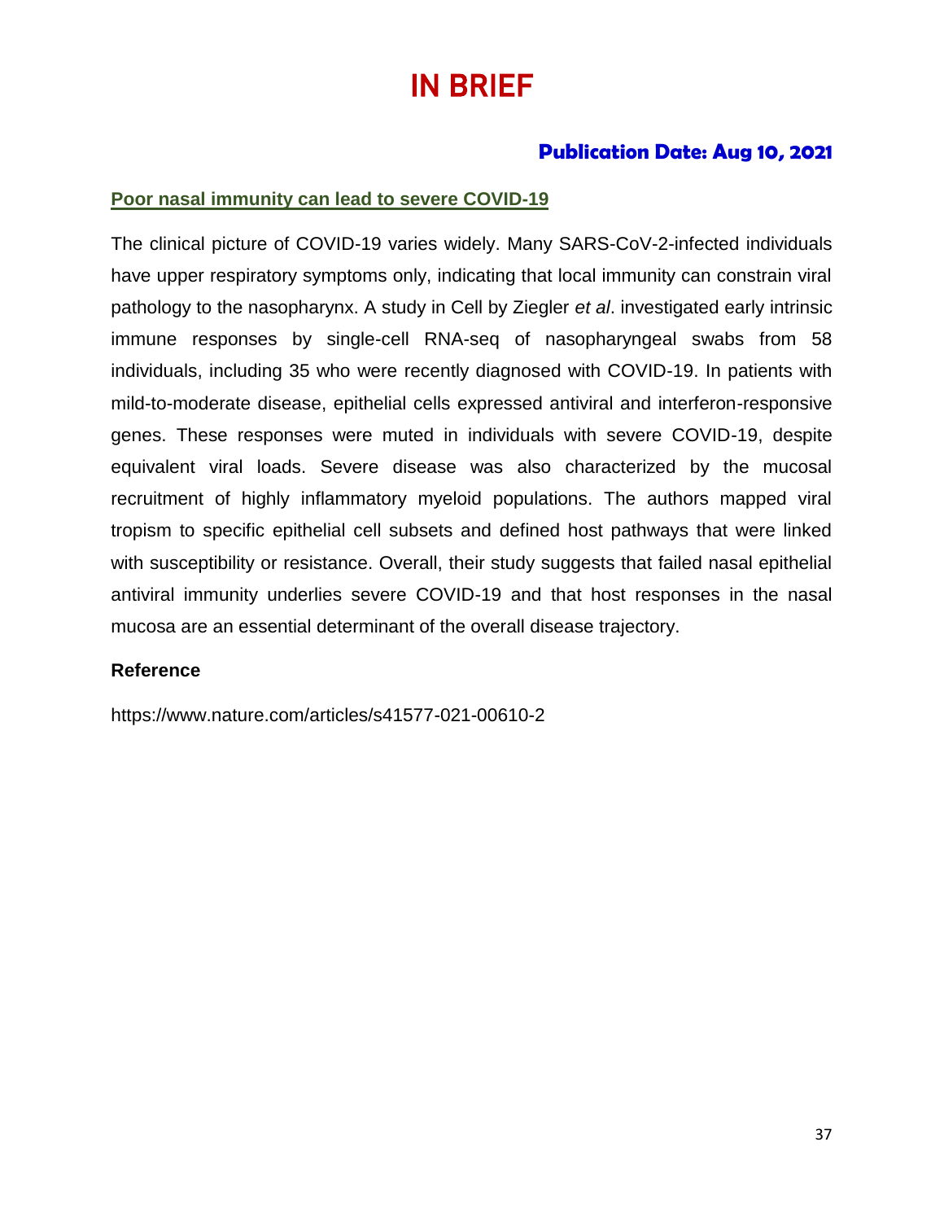# IN BRIEF

**Publication Date: Aug 10, 2021**

## Poor nasal immunity can lead to severe COVID-19

The clinical picture of COVID-19 varies widely. Many SARS-CoV-2-infected individuals have upper respiratory symptoms only, indicating that local immunity can constrain viral pathology to the nasopharynx. A study in Cell by Ziegler *et al*. investigated early intrinsic immune responses by single-cell RNA-seq of nasopharyngeal swabs from 58 individuals, including 35 who were recently diagnosed with COVID-19. In patients with mild-to-moderate disease, epithelial cells expressed antiviral and interferon-responsive genes. These responses were muted in individuals with severe COVID-19, despite equivalent viral loads. Severe disease was also characterized by the mucosal recruitment of highly inflammatory myeloid populations. The authors mapped viral tropism to specific epithelial cell subsets and defined host pathways that were linked with susceptibility or resistance. Overall, their study suggests that failed nasal epithelial antiviral immunity underlies severe COVID-19 and that host responses in the nasal mucosa are an essential determinant of the overall disease trajectory.

**Reference**

https://www.nature.com/articles/s41577-021-00610-2